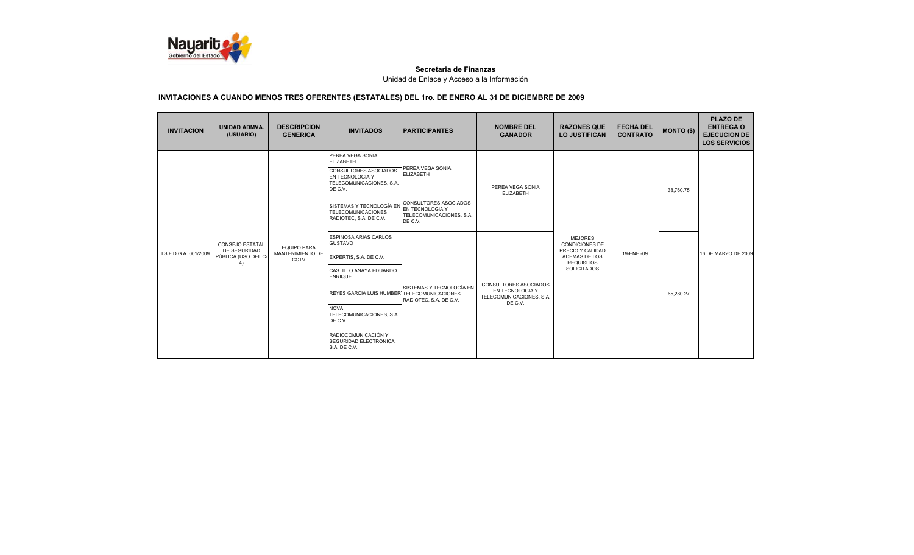**Secretaria de Finanzas**

Unidad de Enlace y Acceso a la Información

## INVITACIONES A CUANDO MENOS TRES OFERENTES (ESTATALES) DEL 1ro. DE ENERO AL 31 DE DICIEMBRE DE 2009

| INVITACION | UNIDAD ADMVA. (USUARIO) | DESCRIPCION GENERICA | INVITADOS | PARTICIPANTES | NOMBRE DEL GANADOR | RAZONES QUE LO JUSTIFICAN | FECHA DEL CONTRATO | MONTO ($) | PLAZO DE ENTREGA O EJECUCION DE LOS SERVICIOS |
|---|---|---|---|---|---|---|---|---|---|
| I.S.F.D.G.A. 001/2009 | CONSEJO ESTATAL DE SEGURIDAD PÚBLICA (USO DEL C-4) | EQUIPO PARA MANTENIMIENTO DE CCTV | PEREA VEGA SONIA ELIZABETH | PEREA VEGA SONIA ELIZABETH | PEREA VEGA SONIA ELIZABETH | MEJORES CONDICIONES DE PRECIO Y CALIDAD ADEMAS DE LOS REQUISITOS SOLICITADOS | 19-ENE.-09 | 38,760.75 | 16 DE MARZO DE 2009 |
| | | | CONSULTORES ASOCIADOS EN TECNOLOGIA Y TELECOMUNICACIONES, S.A. DE C.V. | | | | | | |
| | | | SISTEMAS Y TECNOLOGÍA EN TELECOMUNICACIONES RADIOTEC, S.A. DE C.V. | CONSULTORES ASOCIADOS EN TECNOLOGIA Y TELECOMUNICACIONES, S.A. DE C.V. | | | | | |
| | | | ESPINOSA ARIAS CARLOS GUSTAVO | SISTEMAS Y TECNOLOGÍA EN TELECOMUNICACIONES RADIOTEC, S.A. DE C.V. | CONSULTORES ASOCIADOS EN TECNOLOGIA Y TELECOMUNICACIONES, S.A. DE C.V. | | | 65,280.27 | |
| | | | EXPERTIS, S.A. DE C.V. | | | | | | |
| | | | CASTILLO ANAYA EDUARDO ENRIQUE | | | | | | |
| | | | REYES GARCÍA LUIS HUMBERTO | | | | | | |
| | | | NOVA TELECOMUNICACIONES, S.A. DE C.V. | | | | | | |
| | | | RADIOCOMUNICACIÓN Y SEGURIDAD ELECTRÓNICA, S.A. DE C.V. | | | | | | |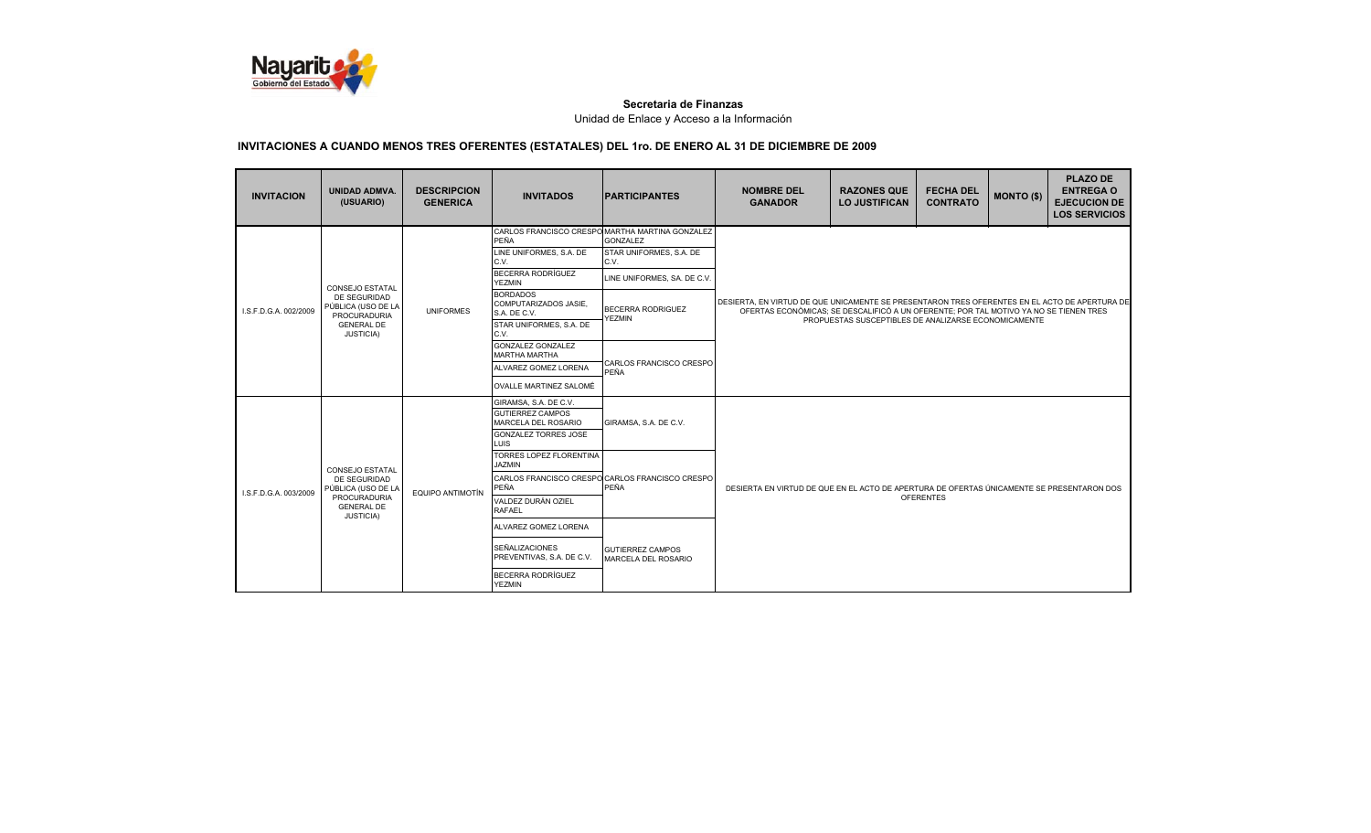**Secretaria de Finanzas**

Unidad de Enlace y Acceso a la Información

## INVITACIONES A CUANDO MENOS TRES OFERENTES (ESTATALES) DEL 1ro. DE ENERO AL 31 DE DICIEMBRE DE 2009

| INVITACION | UNIDAD ADMVA. (USUARIO) | DESCRIPCION GENERICA | INVITADOS | PARTICIPANTES | NOMBRE DEL GANADOR | RAZONES QUE LO JUSTIFICAN | FECHA DEL CONTRATO | MONTO ($) | PLAZO DE ENTREGA O EJECUCION DE LOS SERVICIOS |
|---|---|---|---|---|---|---|---|---|---|
| I.S.F.D.G.A. 002/2009 | CONSEJO ESTATAL DE SEGURIDAD PUBLICA (USO DE LA PROCURADURIA GENERAL DE JUSTICIA) | UNIFORMES | CARLOS FRANCISCO CRESPO PEÑA | MARTHA MARTINA GONZALEZ GONZALEZ | DESIERTA, EN VIRTUD DE QUE UNICAMENTE SE PRESENTARON TRES OFERENTES EN EL ACTO DE APERTURA DE OFERTAS ECONÓMICAS; SE DESCALIFICÓ A UN OFERENTE; POR TAL MOTIVO YA NO SE TIENEN TRES PROPUESTAS SUSCEPTIBLES DE ANALIZARSE ECONOMICAMENTE | | | | |
| | | | LINE UNIFORMES, S.A. DE C.V. | STAR UNIFORMES, S.A. DE C.V. | | | | | |
| | | | BECERRA RODRÍGUEZ YEZMIN | LINE UNIFORMES, SA. DE C.V. | | | | | |
| | | | BORDADOS COMPUTARIZADOS JASIE, S.A. DE C.V. | BECERRA RODRIGUEZ YEZMIN | | | | | |
| | | | STAR UNIFORMES, S.A. DE C.V. | | | | | | |
| | | | GONZALEZ GONZALEZ MARTHA MARTHA | CARLOS FRANCISCO CRESPO PEÑA | | | | | |
| | | | ALVAREZ GOMEZ LORENA | | | | | | |
| | | | OVALLE MARTINEZ SALOMÉ | | | | | | |
| I.S.F.D.G.A. 003/2009 | CONSEJO ESTATAL DE SEGURIDAD PÚBLICA (USO DE LA PROCURADURIA GENERAL DE JUSTICIA) | EQUIPO ANTIMOTÍN | GIRAMSA, S.A. DE C.V. | GIRAMSA, S.A. DE C.V. | DESIERTA EN VIRTUD DE QUE EN EL ACTO DE APERTURA DE OFERTAS ÚNICAMENTE SE PRESENTARON DOS OFERENTES | | | | |
| | | | GUTIERREZ CAMPOS MARCELA DEL ROSARIO | | | | | | |
| | | | GONZALEZ TORRES JOSE LUIS | | | | | | |
| | | | TORRES LOPEZ FLORENTINA JAZMIN | CARLOS FRANCISCO CRESPO PEÑA | | | | | |
| | | | CARLOS FRANCISCO CRESPO PEÑA | | | | | | |
| | | | VALDEZ DURÁN OZIEL RAFAEL | | | | | | |
| | | | ALVAREZ GOMEZ LORENA | GUTIERREZ CAMPOS MARCELA DEL ROSARIO | | | | | |
| | | | SEÑALIZACIONES PREVENTIVAS, S.A. DE C.V. | | | | | | |
| | | | BECERRA RODRÍGUEZ YEZMIN | | | | | | |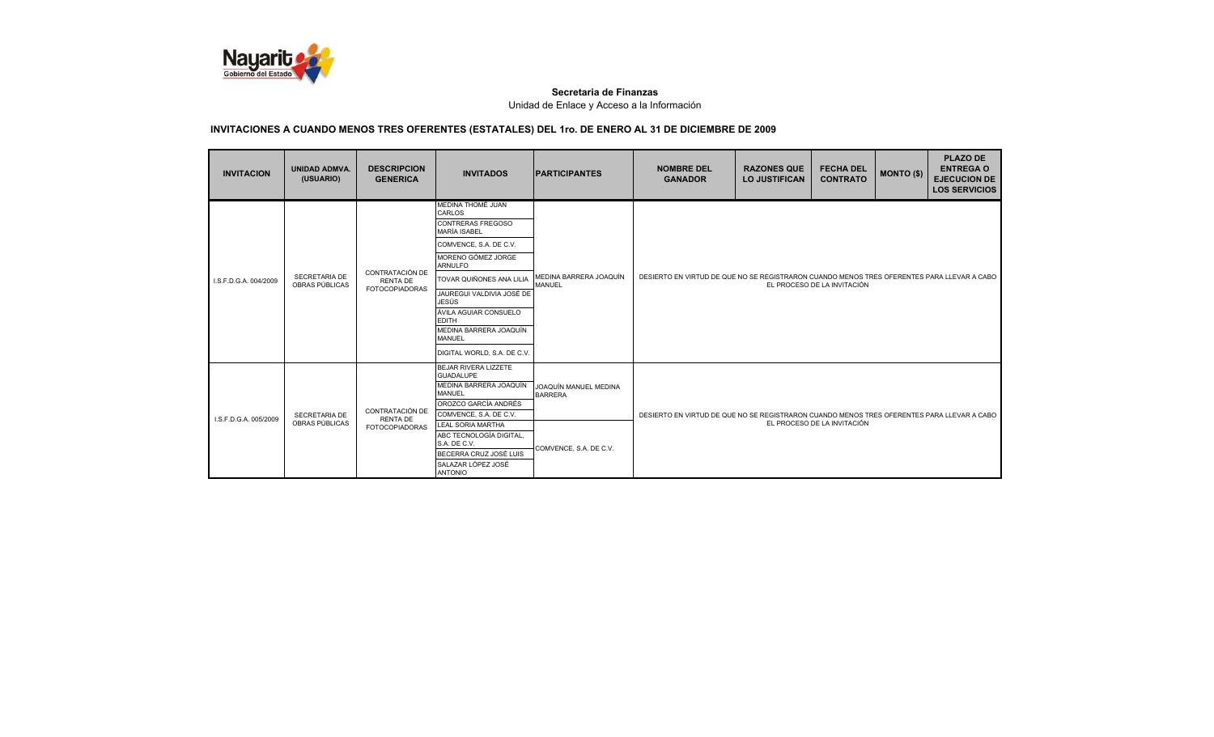**Secretaria de Finanzas**

Unidad de Enlace y Acceso a la Información

## INVITACIONES A CUANDO MENOS TRES OFERENTES (ESTATALES) DEL 1ro. DE ENERO AL 31 DE DICIEMBRE DE 2009

| INVITACION | UNIDAD ADMVA. (USUARIO) | DESCRIPCION GENERICA | INVITADOS | PARTICIPANTES | NOMBRE DEL GANADOR | RAZONES QUE LO JUSTIFICAN | FECHA DEL CONTRATO | MONTO ($) | PLAZO DE ENTREGA O EJECUCION DE LOS SERVICIOS |
|---|---|---|---|---|---|---|---|---|---|
| I.S.F.D.G.A. 004/2009 | SECRETARIA DE OBRAS PÚBLICAS | CONTRATACIÓN DE RENTA DE FOTOCOPIADORAS | MEDINA THOMÉ JUAN CARLOS | MEDINA BARRERA JOAQUÍN MANUEL | DESIERTO EN VIRTUD DE QUE NO SE REGISTRARON CUANDO MENOS TRES OFERENTES PARA LLEVAR A CABO EL PROCESO DE LA INVITACIÓN | | | | |
| | | | CONTRERAS FREGOSO MARÍA ISABEL | | | | | | |
| | | | COMVENCE, S.A. DE C.V. | | | | | | |
| | | | MORENO GÓMEZ JORGE ARNULFO | | | | | | |
| | | | TOVAR QUIÑONES ANA LILIA | | | | | | |
| | | | JAUREGUI VALDIVIA JOSÉ DE JESÚS | | | | | | |
| | | | ÁVILA AGUIAR CONSUELO EDITH | | | | | | |
| | | | MEDINA BARRERA JOAQUÍN MANUEL | | | | | | |
| | | | DIGITAL WORLD, S.A. DE C.V. | | | | | | |
| I.S.F.D.G.A. 005/2009 | SECRETARIA DE OBRAS PÚBLICAS | CONTRATACIÓN DE RENTA DE FOTOCOPIADORAS | BEJAR RIVERA LIZZETE GUADALUPE | JOAQUÍN MANUEL MEDINA BARRERA | DESIERTO EN VIRTUD DE QUE NO SE REGISTRARON CUANDO MENOS TRES OFERENTES PARA LLEVAR A CABO EL PROCESO DE LA INVITACIÓN | | | | |
| | | | MEDINA BARRERA JOAQUÍN MANUEL | | | | | | |
| | | | OROZCO GARCÍA ANDRÉS | | | | | | |
| | | | COMVENCE, S.A. DE C.V. | | | | | | |
| | | | LEAL SORIA MARTHA | COMVENCE, S.A. DE C.V. | | | | | |
| | | | ABC TECNOLOGÍA DIGITAL, S.A. DE C.V. | | | | | | |
| | | | BECERRA CRUZ JOSÉ LUIS | | | | | | |
| | | | SALAZAR LÓPEZ JOSÉ ANTONIO | | | | | | |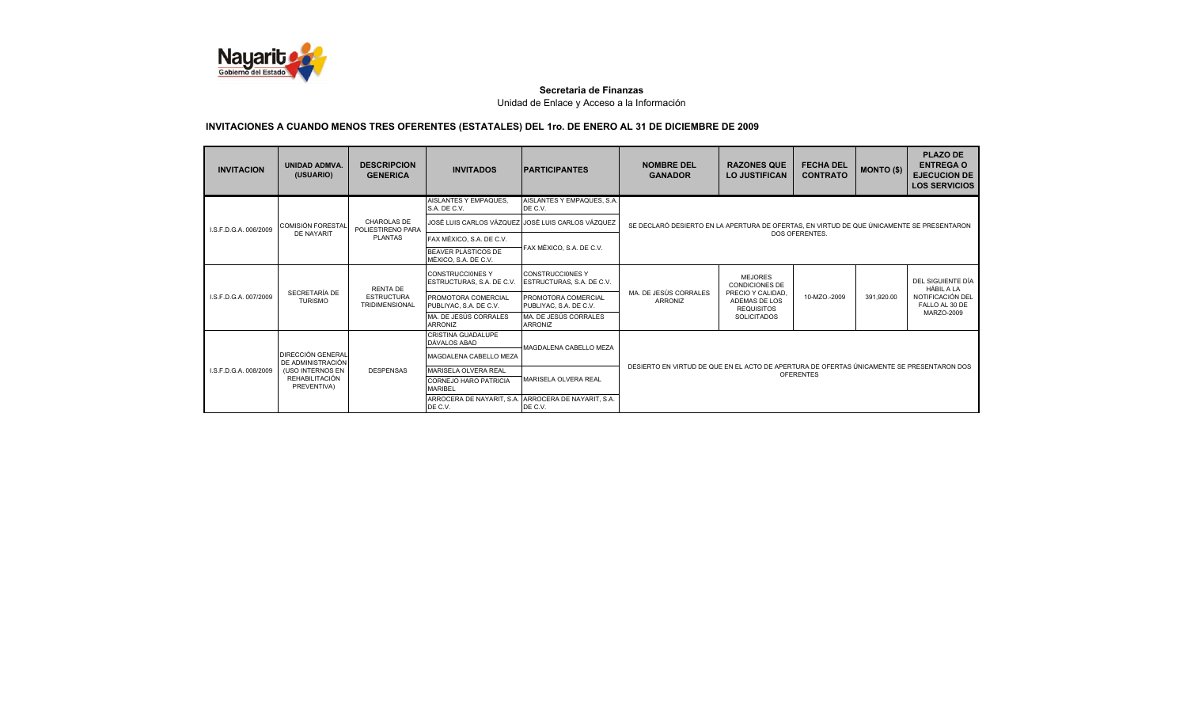**Secretaria de Finanzas**

Unidad de Enlace y Acceso a la Información

## INVITACIONES A CUANDO MENOS TRES OFERENTES (ESTATALES) DEL 1ro. DE ENERO AL 31 DE DICIEMBRE DE 2009

| INVITACION | UNIDAD ADMVA. (USUARIO) | DESCRIPCION GENERICA | INVITADOS | PARTICIPANTES | NOMBRE DEL GANADOR | RAZONES QUE LO JUSTIFICAN | FECHA DEL CONTRATO | MONTO ($) | PLAZO DE ENTREGA O EJECUCION DE LOS SERVICIOS |
|---|---|---|---|---|---|---|---|---|---|
| I.S.F.D.G.A. 006/2009 | COMISIÓN FORESTAL DE NAYARIT | CHAROLAS DE POLIESTIRENO PARA PLANTAS | AISLANTES Y EMPAQUES, S.A. DE C.V. | AISLANTES Y EMPAQUES, S.A. DE C.V. | SE DECLARÓ DESIERTO EN LA APERTURA DE OFERTAS, EN VIRTUD DE QUE ÚNICAMENTE SE PRESENTARON DOS OFERENTES. | | | | |
| | | | JOSÉ LUIS CARLOS VÁZQUEZ | JOSÉ LUIS CARLOS VÁZQUEZ | | | | | |
| | | | FAX MÉXICO, S.A. DE C.V. | FAX MÉXICO, S.A. DE C.V. | | | | | |
| | | | BEAVER PLÁSTICOS DE MÉXICO, S.A. DE C.V. | | | | | | |
| I.S.F.D.G.A. 007/2009 | SECRETARÍA DE TURISMO | RENTA DE ESTRUCTURA TRIDIMENSIONAL | CONSTRUCCI0NES Y ESTRUCTURAS, S.A. DE C.V. | CONSTRUCCI0NES Y ESTRUCTURAS, S.A. DE C.V. | MA. DE JESÚS CORRALES ARRONIZ | MEJORES CONDICIONES DE PRECIO Y CALIDAD, ADEMAS DE LOS REQUISITOS SOLICITADOS | 10-MZO.-2009 | 391,920.00 | DEL SIGUIENTE DÍA HÁBIL A LA NOTIFICACIÓN DEL FALLO AL 30 DE MARZO-2009 |
| | | | PROMOTORA COMERCIAL PUBLIYAC, S.A. DE C.V. | PROMOTORA COMERCIAL PUBLIYAC, S.A. DE C.V. | | | | | |
| | | | MA. DE JESÚS CORRALES ARRONIZ | MA. DE JESÚS CORRALES ARRONIZ | | | | | |
| I.S.F.D.G.A. 008/2009 | DIRECCIÓN GENERAL DE ADMINISTRACIÓN (USO INTERNOS EN REHABILITACIÓN PREVENTIVA) | DESPENSAS | CRISTINA GUADALUPE DÁVALOS ABAD | MAGDALENA CABELLO MEZA | DESIERTO EN VIRTUD DE QUE EN EL ACTO DE APERTURA DE OFERTAS ÚNICAMENTE SE PRESENTARON DOS OFERENTES | | | | |
| | | | MAGDALENA CABELLO MEZA | | | | | | |
| | | | MARISELA OLVERA REAL | MARISELA OLVERA REAL | | | | | |
| | | | CORNEJO HARO PATRICIA MARIBEL | | | | | | |
| | | | ARROCERA DE NAYARIT, S.A. DE C.V. | ARROCERA DE NAYARIT, S.A. DE C.V. | | | | | |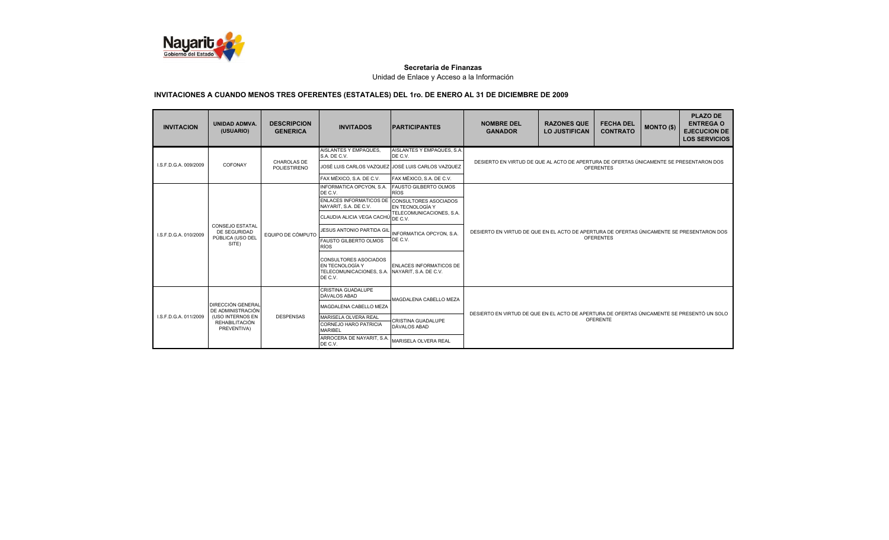**Secretaria de Finanzas**

Unidad de Enlace y Acceso a la Información

## INVITACIONES A CUANDO MENOS TRES OFERENTES (ESTATALES) DEL 1ro. DE ENERO AL 31 DE DICIEMBRE DE 2009

| INVITACION | UNIDAD ADMVA. (USUARIO) | DESCRIPCION GENERICA | INVITADOS | PARTICIPANTES | NOMBRE DEL GANADOR | RAZONES QUE LO JUSTIFICAN | FECHA DEL CONTRATO | MONTO ($) | PLAZO DE ENTREGA O EJECUCION DE LOS SERVICIOS |
|---|---|---|---|---|---|---|---|---|---|
| I.S.F.D.G.A. 009/2009 | COFONAY | CHAROLAS DE POLIESTIRENO | AISLANTES Y EMPAQUES, S.A. DE C.V. | AISLANTES Y EMPAQUES, S.A. DE C.V. | DESIERTO EN VIRTUD DE QUE AL ACTO DE APERTURA DE OFERTAS ÚNICAMENTE SE PRESENTARON DOS OFERENTES | | | | |
| | | | JOSÉ LUIS CARLOS VAZQUEZ | JOSÉ LUIS CARLOS VAZQUEZ | | | | | |
| | | | FAX MÉXICO, S.A. DE C.V. | FAX MÉXICO, S.A. DE C.V. | | | | | |
| I.S.F.D.G.A. 010/2009 | CONSEJO ESTATAL DE SEGURIDAD PÚBLICA (USO DEL SITE) | EQUIPO DE CÓMPUTO | INFORMATICA OPCYON, S.A. DE C.V. | FAUSTO GILBERTO OLMOS RÍOS | DESIERTO EN VIRTUD DE QUE EN EL ACTO DE APERTURA DE OFERTAS ÚNICAMENTE SE PRESENTARON DOS OFERENTES | | | | |
| | | | ENLACES INFORMATICOS DE NAYARIT, S.A. DE C.V. | CONSULTORES ASOCIADOS EN TECNOLOGÍA Y TELECOMUNICACIONES, S.A. DE C.V. | | | | | |
| | | | CLAUDIA ALICIA VEGA CACHÚ | | | | | | |
| | | | JESUS ANTONIO PARTIDA GIL | INFORMATICA OPCYON, S.A. DE C.V. | | | | | |
| | | | FAUSTO GILBERTO OLMOS RÍOS | | | | | | |
| | | | CONSULTORES ASOCIADOS EN TECNOLOGÍA Y TELECOMUNICACIONES, S.A. DE C.V. | ENLACES INFORMATICOS DE NAYARIT, S.A. DE C.V. | | | | | |
| I.S.F.D.G.A. 011/2009 | DIRECCIÓN GENERAL DE ADMINISTRACIÓN (USO INTERNOS EN REHABILITACIÓN PREVENTIVA) | DESPENSAS | CRISTINA GUADALUPE DÁVALOS ABAD | MAGDALENA CABELLO MEZA | DESIERTO EN VIRTUD DE QUE EN EL ACTO DE APERTURA DE OFERTAS ÚNICAMENTE SE PRESENTÓ UN SOLO OFERENTE | | | | |
| | | | MAGDALENA CABELLO MEZA | | | | | | |
| | | | MARISELA OLVERA REAL | CRISTINA GUADALUPE DÁVALOS ABAD | | | | | |
| | | | CORNEJO HARO PATRICIA MARIBEL | | | | | | |
| | | | ARROCERA DE NAYARIT, S.A. DE C.V. | MARISELA OLVERA REAL | | | | | |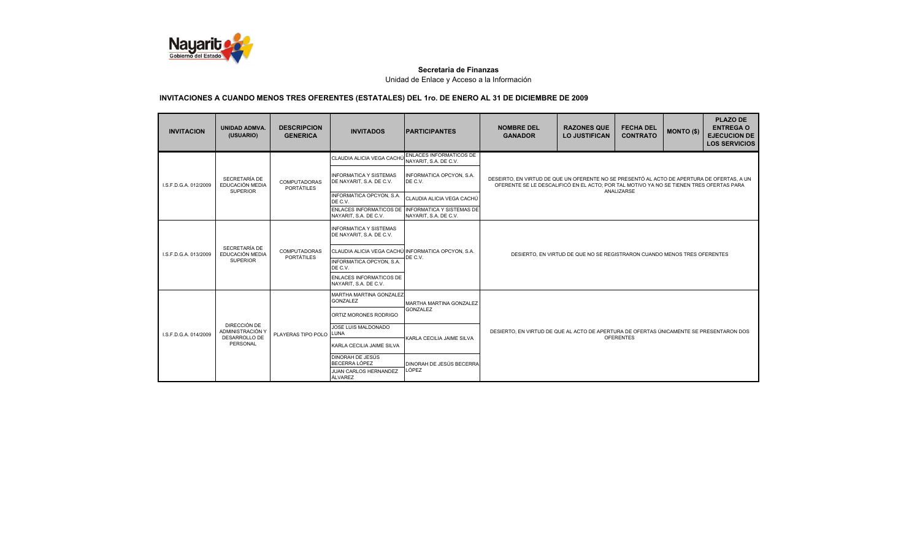**Secretaria de Finanzas**

Unidad de Enlace y Acceso a la Información

## INVITACIONES A CUANDO MENOS TRES OFERENTES (ESTATALES) DEL 1ro. DE ENERO AL 31 DE DICIEMBRE DE 2009

| INVITACION | UNIDAD ADMVA. (USUARIO) | DESCRIPCION GENERICA | INVITADOS | PARTICIPANTES | NOMBRE DEL GANADOR | RAZONES QUE LO JUSTIFICAN | FECHA DEL CONTRATO | MONTO ($) | PLAZO DE ENTREGA O EJECUCION DE LOS SERVICIOS |
|---|---|---|---|---|---|---|---|---|---|
| I.S.F.D.G.A. 012/2009 | SECRETARÍA DE EDUCACIÓN MEDIA SUPERIOR | COMPUTADORAS PORTÁTILES | CLAUDIA ALICIA VEGA CACHÚ | ENLACES INFORMATICOS DE NAYARIT, S.A. DE C.V. | DESEIRTO, EN VIRTUD DE QUE UN OFERENTE NO SE PRESENTÓ AL ACTO DE APERTURA DE OFERTAS, A UN OFERENTE SE LE DESCALIFICÓ EN EL ACTO; POR TAL MOTIVO YA NO SE TIENEN TRES OFERTAS PARA ANALIZARSE | | | | |
| | | | INFORMATICA Y SISTEMAS DE NAYARIT, S.A. DE C.V. | INFORMATICA OPCYON, S.A. DE C.V. | | | | | |
| | | | INFORMATICA OPCYON, S.A. DE C.V. | CLAUDIA ALICIA VEGA CACHÚ | | | | | |
| | | | ENLACES INFORMATICOS DE NAYARIT, S.A. DE C.V. | INFORMATICA Y SISTEMAS DE NAYARIT, S.A. DE C.V. | | | | | |
| I.S.F.D.G.A. 013/2009 | SECRETARÍA DE EDUCACIÓN MEDIA SUPERIOR | COMPUTADORAS PORTÁTILES | INFORMATICA Y SISTEMAS DE NAYARIT, S.A. DE C.V. | INFORMATICA OPCYON, S.A. DE C.V. | DESIERTO, EN VIRTUD DE QUE NO SE REGISTRARON CUANDO MENOS TRES OFERENTES | | | | |
| | | | CLAUDIA ALICIA VEGA CACHÚ | | | | | | |
| | | | INFORMATICA OPCYON, S.A. DE C.V. | | | | | | |
| | | | ENLACES INFORMATICOS DE NAYARIT, S.A. DE C.V. | | | | | | |
| I.S.F.D.G.A. 014/2009 | DIRECCIÓN DE ADMINISTRACIÓN Y DESARROLLO DE PERSONAL | PLAYERAS TIPO POLO | MARTHA MARTINA GONZALEZ GONZALEZ | MARTHA MARTINA GONZALEZ GONZALEZ | DESIERTO, EN VIRTUD DE QUE AL ACTO DE APERTURA DE OFERTAS ÚNICAMENTE SE PRESENTARON DOS OFERENTES | | | | |
| | | | ORTIZ MORONES RODRIGO | | | | | | |
| | | | JOSE LUIS MALDONADO LUNA | KARLA CECILIA JAIME SILVA | | | | | |
| | | | KARLA CECILIA JAIME SILVA | | | | | | |
| | | | DINORAH DE JESÚS BECERRA LÓPEZ | DINORAH DE JESÚS BECERRA LÓPEZ | | | | | |
| | | | JUAN CARLOS HERNANDEZ ÁLVAREZ | | | | | | |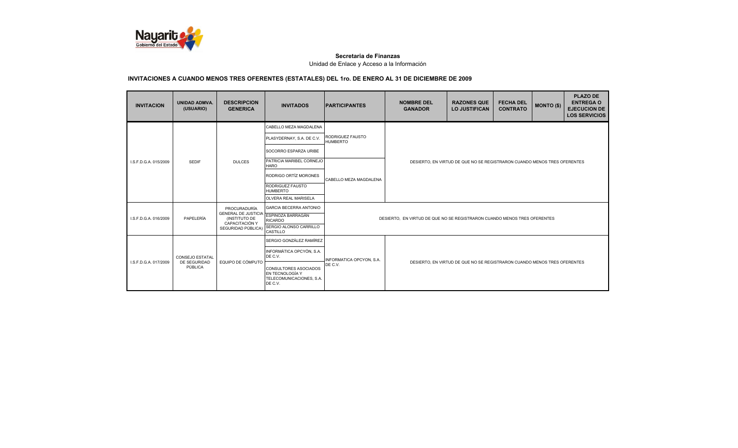**Secretaria de Finanzas**

Unidad de Enlace y Acceso a la Información

**INVITACIONES A CUANDO MENOS TRES OFERENTES (ESTATALES) DEL 1ro. DE ENERO AL 31 DE DICIEMBRE DE 2009**

| INVITACION | UNIDAD ADMVA. (USUARIO) | DESCRIPCION GENERICA | INVITADOS | PARTICIPANTES | NOMBRE DEL GANADOR | RAZONES QUE LO JUSTIFICAN | FECHA DEL CONTRATO | MONTO ($) | PLAZO DE ENTREGA O EJECUCION DE LOS SERVICIOS |
|---|---|---|---|---|---|---|---|---|---|
| I.S.F.D.G.A. 015/2009 | SEDIF | DULCES | CABELLO MEZA MAGDALENA | RODRIGUEZ FAUSTO HUMBERTO | DESIERTO, EN VIRTUD DE QUE NO SE REGISTRARON CUANDO MENOS TRES OFERENTES | | | | |
| | | | PLASYDERNAY, S.A. DE C.V. | | | | | | |
| | | | SOCORRO ESPARZA URIBE | | | | | | |
| | | | PATRICIA MARIBEL CORNEJO HARO | CABELLO MEZA MAGDALENA | | | | | |
| | | | RODRIGO ORTÍZ MORONES | | | | | | |
| | | | RODRIGUEZ FAUSTO HUMBERTO | | | | | | |
| | | | OLVERA REAL MARISELA | | | | | | |
| I.S.F.D.G.A. 016/2009 | PAPELERÍA | PROCURADURÍA GENERAL DE JUSTICIA (INSTITUTO DE CAPACITACIÓN Y SEGURIDAD PÚBLICA) | GARCIA BECERRA ANTONIO | DESIERTO, EN VIRTUD DE QUE NO SE REGISTRARON CUANDO MENOS TRES OFERENTES | | | | | |
| | | | ESPINOZA BARRAGÁN RICARDO | | | | | | |
| | | | SERGIO ALONSO CARRILLO CASTILLO | | | | | | |
| I.S.F.D.G.A. 017/2009 | CONSEJO ESTATAL DE SEGURIDAD PÚBLICA | EQUIPO DE CÓMPUTO | SERGIO GONZÁLEZ RAMÍREZ | INFORMATICA OPCYON, S.A. DE C.V. | DESIERTO, EN VIRTUD DE QUE NO SE REGISTRARON CUANDO MENOS TRES OFERENTES | | | | |
| | | | INFORMÁTICA OPCYÓN, S.A. DE C.V. | | | | | | |
| | | | CONSULTORES ASOCIADOS EN TECNOLOGÍA Y TELECOMUNICACIONES, S.A. DE C.V. | | | | | | |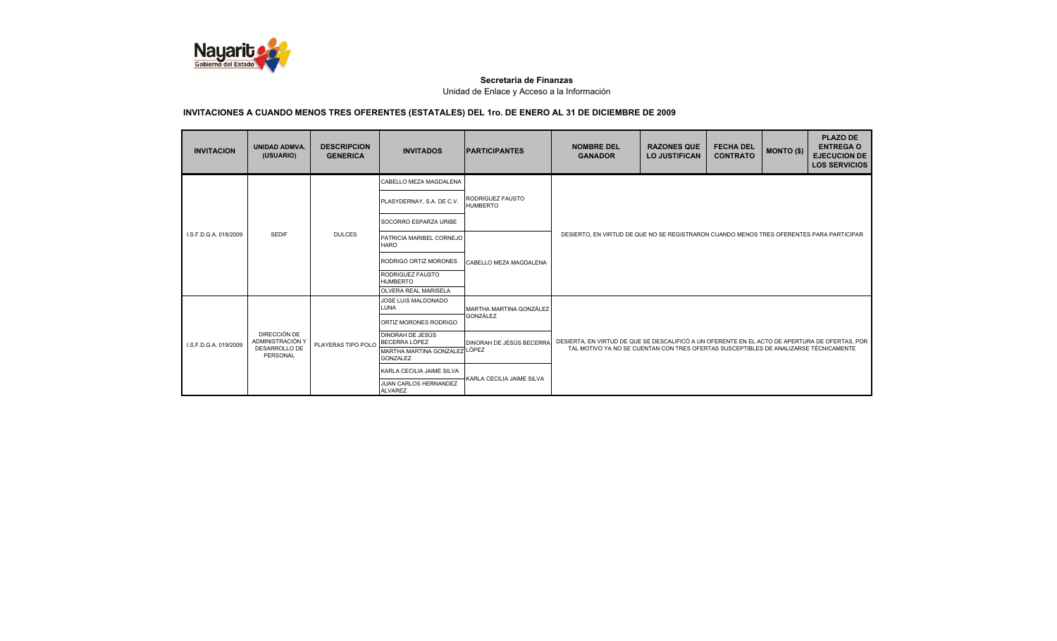**Secretaria de Finanzas**

Unidad de Enlace y Acceso a la Información

**INVITACIONES A CUANDO MENOS TRES OFERENTES (ESTATALES) DEL 1ro. DE ENERO AL 31 DE DICIEMBRE DE 2009**

| INVITACION | UNIDAD ADMVA. (USUARIO) | DESCRIPCION GENERICA | INVITADOS | PARTICIPANTES | NOMBRE DEL GANADOR | RAZONES QUE LO JUSTIFICAN | FECHA DEL CONTRATO | MONTO ($) | PLAZO DE ENTREGA O EJECUCION DE LOS SERVICIOS |
|---|---|---|---|---|---|---|---|---|---|
| I.S.F.D.G.A. 018/2009 | SEDIF | DULCES | CABELLO MEZA MAGDALENA | RODRIGUEZ FAUSTO HUMBERTO | DESIERTO, EN VIRTUD DE QUE NO SE REGISTRARON CUANDO MENOS TRES OFERENTES PARA PARTICIPAR | | | | |
| | | | PLASYDERNAY, S.A. DE C.V. | | | | | | |
| | | | SOCORRO ESPARZA URIBE | | | | | | |
| | | | PATRICIA MARIBEL CORNEJO HARO | CABELLO MEZA MAGDALENA | | | | | |
| | | | RODRIGO ORTIZ MORONES | | | | | | |
| | | | RODRIGUEZ FAUSTO HUMBERTO | | | | | | |
| | | | OLVERA REAL MARISELA | | | | | | |
| I.S.F.D.G.A. 019/2009 | DIRECCIÓN DE ADMINISTRACIÓN Y DESARROLLO DE PERSONAL | PLAYERAS TIPO POLO | JOSE LUIS MALDONADO LUNA | MARTHA MARTINA GONZÁLEZ GONZÁLEZ | DESIERTA, EN VIRTUD DE QUE SE DESCALIFICÓ A UN OFERENTE EN EL ACTO DE APERTURA DE OFERTAS, POR TAL MOTIVO YA NO SE CUENTAN CON TRES OFERTAS SUSCEPTIBLES DE ANALIZARSE TÉCNICAMENTE | | | | |
| | | | ORTIZ MORONES RODRIGO | | | | | | |
| | | | DINORAH DE JESÚS BECERRA LÓPEZ | DINORAH DE JESÚS BECERRA LÓPEZ | | | | | |
| | | | MARTHA MARTINA GONZALEZ GONZALEZ | | | | | | |
| | | | KARLA CECILIA JAIME SILVA | KARLA CECILIA JAIME SILVA | | | | | |
| | | | JUAN CARLOS HERNANDEZ ÁLVAREZ | | | | | | |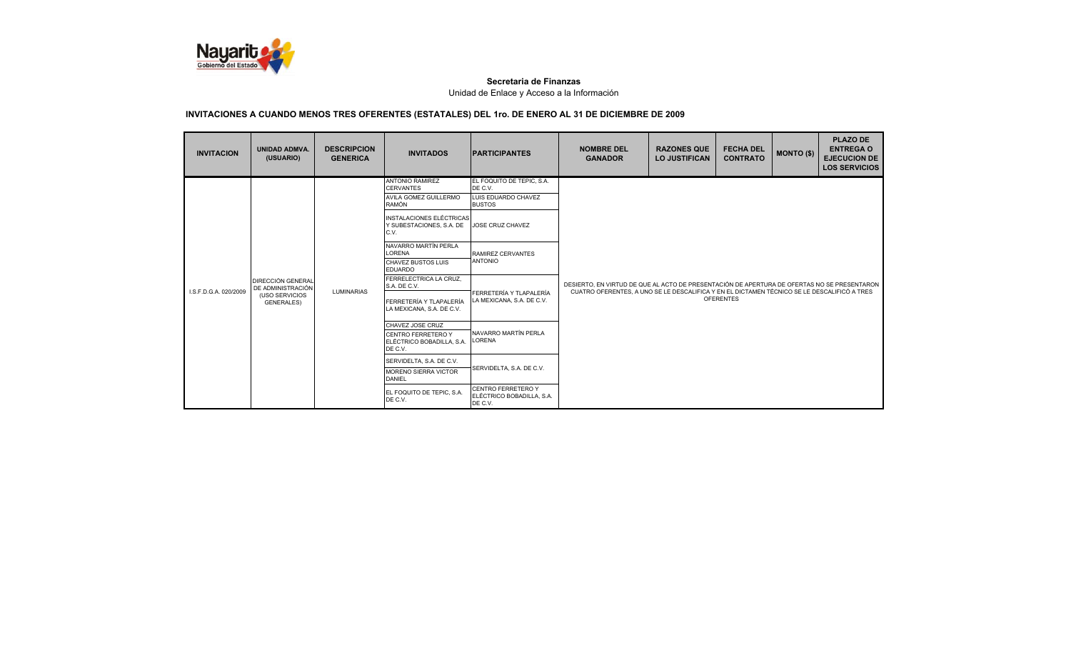**Secretaria de Finanzas**

Unidad de Enlace y Acceso a la Información

## INVITACIONES A CUANDO MENOS TRES OFERENTES (ESTATALES) DEL 1ro. DE ENERO AL 31 DE DICIEMBRE DE 2009

| INVITACION | UNIDAD ADMVA. (USUARIO) | DESCRIPCION GENERICA | INVITADOS | PARTICIPANTES | NOMBRE DEL GANADOR | RAZONES QUE LO JUSTIFICAN | FECHA DEL CONTRATO | MONTO ($) | PLAZO DE ENTREGA O EJECUCION DE LOS SERVICIOS |
|---|---|---|---|---|---|---|---|---|---|
| I.S.F.D.G.A. 020/2009 | DIRECCIÓN GENERAL DE ADMINISTRACIÓN (USO SERVICIOS GENERALES) | LUMINARIAS | ANTONIO RAMIREZ CERVANTES | EL FOQUITO DE TEPIC, S.A. DE C.V. | DESIERTO, EN VIRTUD DE QUE AL ACTO DE PRESENTACIÓN DE APERTURA DE OFERTAS NO SE PRESENTARON CUATRO OFERENTES, A UNO SE LE DESCALIFICA Y EN EL DICTAMEN TÉCNICO SE LE DESCALIFICÓ A TRES OFERENTES | | | | |
| | | | AVILA GOMEZ GUILLERMO RAMÓN | LUIS EDUARDO CHAVEZ BUSTOS | | | | | |
| | | | INSTALACIONES ELÉCTRICAS Y SUBESTACIONES, S.A. DE C.V. | JOSE CRUZ CHAVEZ | | | | | |
| | | | NAVARRO MARTÍN PERLA LORENA | RAMIREZ CERVANTES ANTONIO | | | | | |
| | | | CHAVEZ BUSTOS LUIS EDUARDO | | | | | | |
| | | | FERRELECTRICA LA CRUZ, S.A. DE C.V. | FERRETERÍA Y TLAPALERÍA LA MEXICANA, S.A. DE C.V. | | | | | |
| | | | FERRETERÍA Y TLAPALERÍA LA MEXICANA, S.A. DE C.V. | | | | | | |
| | | | CHAVEZ JOSE CRUZ | NAVARRO MARTÍN PERLA LORENA | | | | | |
| | | | CENTRO FERRETERO Y ELÉCTRICO BOBADILLA, S.A. DE C.V. | | | | | | |
| | | | SERVIDELTA, S.A. DE C.V. | SERVIDELTA, S.A. DE C.V. | | | | | |
| | | | MORENO SIERRA VICTOR DANIEL | | | | | | |
| | | | EL FOQUITO DE TEPIC, S.A. DE C.V. | CENTRO FERRETERO Y ELÉCTRICO BOBADILLA, S.A. DE C.V. | | | | | |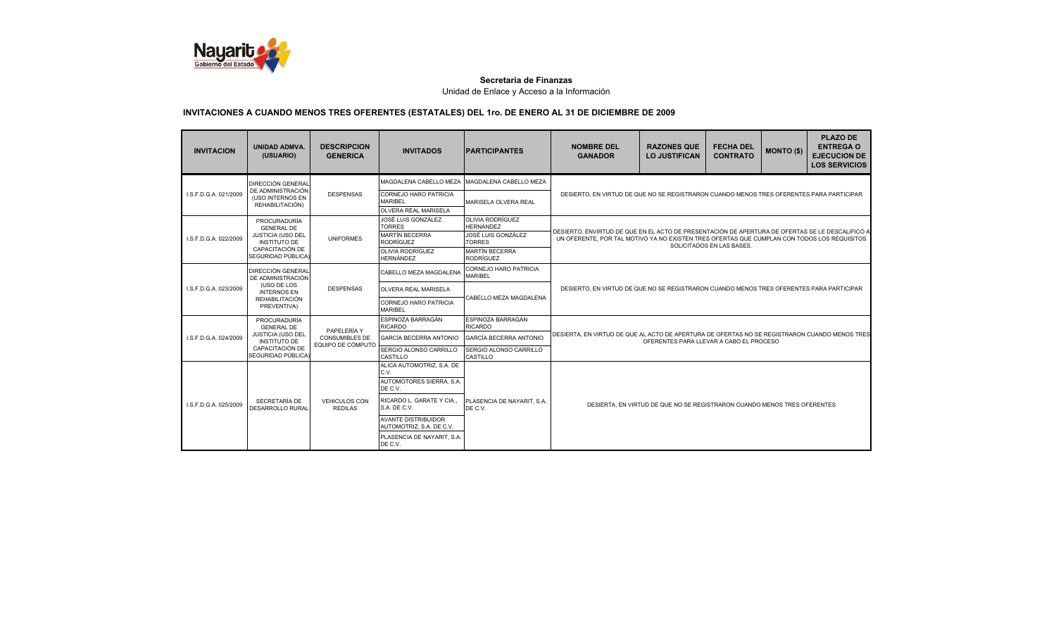**Secretaria de Finanzas**

Unidad de Enlace y Acceso a la Información

## INVITACIONES A CUANDO MENOS TRES OFERENTES (ESTATALES) DEL 1ro. DE ENERO AL 31 DE DICIEMBRE DE 2009

| INVITACION | UNIDAD ADMVA. (USUARIO) | DESCRIPCION GENERICA | INVITADOS | PARTICIPANTES | NOMBRE DEL GANADOR | RAZONES QUE LO JUSTIFICAN | FECHA DEL CONTRATO | MONTO ($) | PLAZO DE ENTREGA O EJECUCION DE LOS SERVICIOS |
|---|---|---|---|---|---|---|---|---|---|
| I.S.F.D.G.A. 021/2009 | DIRECCIÓN GENERAL DE ADMINISTRACIÓN (USO INTERNOS EN REHABILITACIÓN) | DESPENSAS | MAGDALENA CABELLO MEZA | MAGDALENA CABELLO MEZA | DESIERTO, EN VIRTUD DE QUE NO SE REGISTRARON CUANDO MENOS TRES OFERENTES PARA PARTICIPAR | | | | |
| | | | CORNEJO HARO PATRICIA MARIBEL | MARISELA OLVERA REAL | | | | | |
| | | | OLVERA REAL MARISELA | | | | | | |
| I.S.F.D.G.A. 022/2009 | PROCURADURÍA GENERAL DE JUSTICIA (USO DEL INSTITUTO DE CAPACITACIÓN DE SEGURIDAD PÚBLICA) | UNIFORMES | JOSÉ LUIS GONZÁLEZ TORRES | OLIVIA RODRÍGUEZ HERNÁNDEZ | DESIERTO, ENVIRTUD DE QUE EN EL ACTO DE PRESENTACIÓN DE APERTURA DE OFERTAS SE LE DESCALIFICÓ A UN OFERENTE, POR TAL MOTIVO YA NO EXISTEN TRES OFERTAS QUE CUMPLAN CON TODOS LOS REQUISITOS SOLICITADOS EN LAS BASES. | | | | |
| | | | MARTÍN BECERRA RODRÍGUEZ | JOSÉ LUIS GONZÁLEZ TORRES | | | | | |
| | | | OLIVIA RODRÍGUEZ HERNÁNDEZ | MARTÍN BECERRA RODRÍGUEZ | | | | | |
| I.S.F.D.G.A. 023/2009 | DIRECCIÓN GENERAL DE ADMINISTRACIÓN (USO DE LOS INTERNOS EN REHABILITACIÓN PREVENTIVA) | DESPENSAS | CABELLO MEZA MAGDALENA | CORNEJO HARO PATRICIA MARIBEL | DESIERTO, EN VIRTUD DE QUE NO SE REGISTRARON CUANDO MENOS TRES OFERENTES PARA PARTICIPAR | | | | |
| | | | OLVERA REAL MARISELA | CABELLO MEZA MAGDALENA | | | | | |
| | | | CORNEJO HARO PATRICIA MARIBEL | | | | | | |
| I.S.F.D.G.A. 024/2009 | PROCURADURÍA GENERAL DE JUSTICIA (USO DEL INSTITUTO DE CAPACITACIÓN DE SEGURIDAD PÚBLICA) | PAPELERÍA Y CONSUMIBLES DE EQUIPO DE CÓMPUTO | ESPINOZA BARRAGÁN RICARDO | ESPINOZA BARRAGÁN RICARDO | DESIERTA, EN VIRTUD DE QUE AL ACTO DE APERTURA DE OFERTAS NO SE REGISTRARON CUANDO MENOS TRES OFERENTES PARA LLEVAR A CABO EL PROCESO | | | | |
| | | | GARCÍA BECERRA ANTONIO | GARCÍA BECERRA ANTONIO | | | | | |
| | | | SERGIO ALONSO CARRILLO CASTILLO | SERGIO ALONSO CARRILLO CASTILLO | | | | | |
| I.S.F.D.G.A. 025/2009 | SECRETARÍA DE DESARROLLO RURAL | VEHICULOS CON REDILAS | ALICA AUTOMOTRIZ, S.A. DE C.V. | PLASENCIA DE NAYARIT, S.A. DE C.V. | DESIERTA, EN VIRTUD DE QUE NO SE REGISTRARON CUANDO MENOS TRES OFERENTES | | | | |
| | | | AUTOMOTORES SIERRA, S.A. DE C.V. | | | | | | |
| | | | RICARDO L. GARATE Y CIA., S.A. DE C.V. | | | | | | |
| | | | AVANTE DISTRIBUIDOR AUTOMOTRIZ, S.A. DE C.V. | | | | | | |
| | | | PLASENCIA DE NAYARIT, S.A. DE C.V. | | | | | | |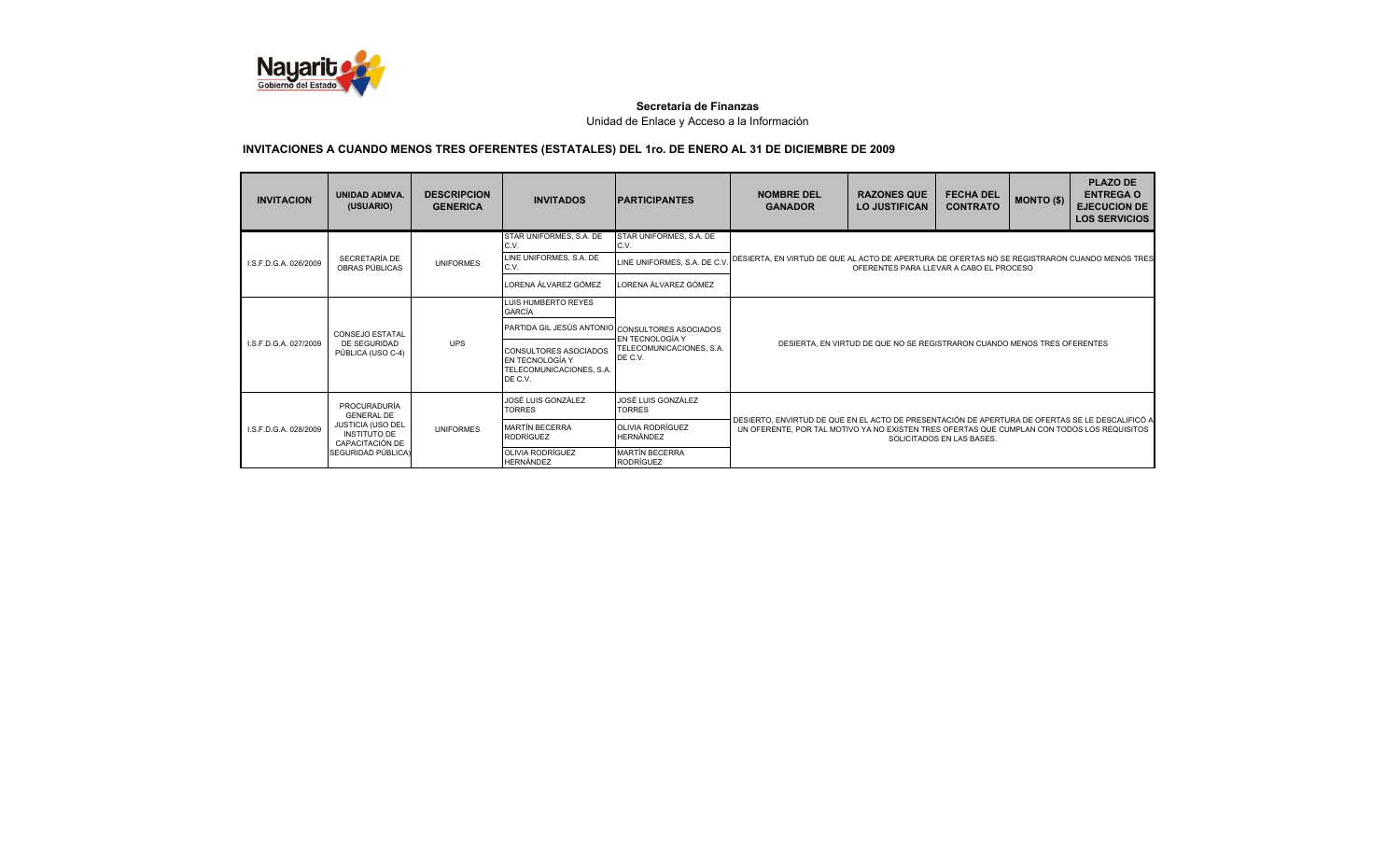**Secretaria de Finanzas**

Unidad de Enlace y Acceso a la Información

**INVITACIONES A CUANDO MENOS TRES OFERENTES (ESTATALES) DEL 1ro. DE ENERO AL 31 DE DICIEMBRE DE 2009**

| INVITACION | UNIDAD ADMVA. (USUARIO) | DESCRIPCION GENERICA | INVITADOS | PARTICIPANTES | NOMBRE DEL GANADOR | RAZONES QUE LO JUSTIFICAN | FECHA DEL CONTRATO | MONTO ($) | PLAZO DE ENTREGA O EJECUCION DE LOS SERVICIOS |
|---|---|---|---|---|---|---|---|---|---|
| I.S.F.D.G.A. 026/2009 | SECRETARÍA DE OBRAS PÚBLICAS | UNIFORMES | STAR UNIFORMES, S.A. DE C.V. | STAR UNIFORMES, S.A. DE C.V. | DESIERTA, EN VIRTUD DE QUE AL ACTO DE APERTURA DE OFERTAS NO SE REGISTRARON CUANDO MENOS TRES OFERENTES PARA LLEVAR A CABO EL PROCESO | | | | |
| | | | LINE UNIFORMES, S.A. DE C.V. | LINE UNIFORMES, S.A. DE C.V. | | | | | |
| | | | LORENA ÁLVAREZ GÓMEZ | LORENA ÁLVAREZ GÓMEZ | | | | | |
| I.S.F.D.G.A. 027/2009 | CONSEJO ESTATAL DE SEGURIDAD PÚBLICA (USO C-4) | UPS | LUIS HUMBERTO REYES GARCÍA | CONSULTORES ASOCIADOS EN TECNOLOGÍA Y TELECOMUNICACIONES, S.A. DE C.V. | DESIERTA, EN VIRTUD DE QUE NO SE REGISTRARON CUANDO MENOS TRES OFERENTES | | | | |
| | | | PARTIDA GIL JESÚS ANTONIO | | | | | | |
| | | | CONSULTORES ASOCIADOS EN TECNOLOGÍA Y TELECOMUNICACIONES, S.A. DE C.V. | | | | | | |
| I.S.F.D.G.A. 028/2009 | PROCURADURÍA GENERAL DE JUSTICIA (USO DEL INSTITUTO DE CAPACITACIÓN DE SEGURIDAD PÚBLICA) | UNIFORMES | JOSÉ LUIS GONZÁLEZ TORRES | JOSÉ LUIS GONZÁLEZ TORRES | DESIERTO, ENVIRTUD DE QUE EN EL ACTO DE PRESENTACIÓN DE APERTURA DE OFERTAS SE LE DESCALIFICÓ A UN OFERENTE, POR TAL MOTIVO YA NO EXISTEN TRES OFERTAS QUE CUMPLAN CON TODOS LOS REQUISITOS SOLICITADOS EN LAS BASES. | | | | |
| | | | MARTÍN BECERRA RODRÍGUEZ | OLIVIA RODRÍGUEZ HERNÁNDEZ | | | | | |
| | | | OLIVIA RODRÍGUEZ HERNÁNDEZ | MARTÍN BECERRA RODRÍGUEZ | | | | | |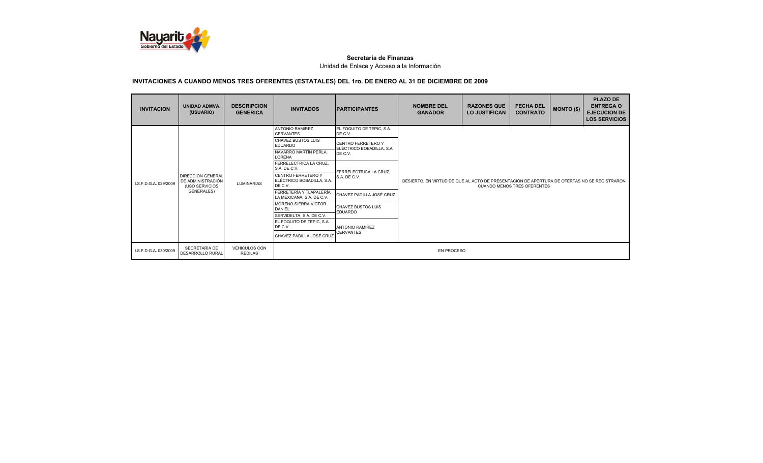**Secretaria de Finanzas**

Unidad de Enlace y Acceso a la Información

## INVITACIONES A CUANDO MENOS TRES OFERENTES (ESTATALES) DEL 1ro. DE ENERO AL 31 DE DICIEMBRE DE 2009

| INVITACION | UNIDAD ADMVA. (USUARIO) | DESCRIPCION GENERICA | INVITADOS | PARTICIPANTES | NOMBRE DEL GANADOR | RAZONES QUE LO JUSTIFICAN | FECHA DEL CONTRATO | MONTO ($) | PLAZO DE ENTREGA O EJECUCION DE LOS SERVICIOS |
|---|---|---|---|---|---|---|---|---|---|
| I.S.F.D.G.A. 029/2009 | DIRECCIÓN GENERAL DE ADMINISTRACIÓN (USO SERVICIOS GENERALES) | LUMINARIAS | ANTONIO RAMIREZ CERVANTES | EL FOQUITO DE TEPIC, S.A. DE C.V. | DESIERTO, EN VIRTUD DE QUE AL ACTO DE PRESENTACIÓN DE APERTURA DE OFERTAS NO SE REGISTRARON CUANDO MENOS TRES OFERENTES | | | | |
| | | | CHAVEZ BUSTOS LUIS EDUARDO | CENTRO FERRETERO Y ELÉCTRICO BOBADILLA, S.A. DE C.V. | | | | | |
| | | | NAVARRO MARTÍN PERLA LORENA | | | | | | |
| | | | FERRELECTRICA LA CRUZ, S.A. DE C.V. | FERRELECTRICA LA CRUZ, S.A. DE C.V. | | | | | |
| | | | CENTRO FERRETERO Y ELÉCTRICO BOBADILLA, S.A. DE C.V. | | | | | | |
| | | | FERRETERÍA Y TLAPALERÍA LA MEXICANA, S.A. DE C.V. | CHAVEZ PADILLA JOSÉ CRUZ | | | | | |
| | | | MORENO SIERRA VICTOR DANIEL | CHAVEZ BUSTOS LUIS EDUARDO | | | | | |
| | | | SERVIDELTA, S.A. DE C.V. | | | | | | |
| | | | EL FOQUITO DE TEPIC, S.A. DE C.V. | ANTONIO RAMIREZ CERVANTES | | | | | |
| | | | CHAVEZ PADILLA JOSÉ CRUZ | | | | | | |
| I.S.F.D.G.A. 030/2009 | SECRETARÍA DE DESARROLLO RURAL | VEHICULOS CON REDILAS | EN PROCESO | | | | | | |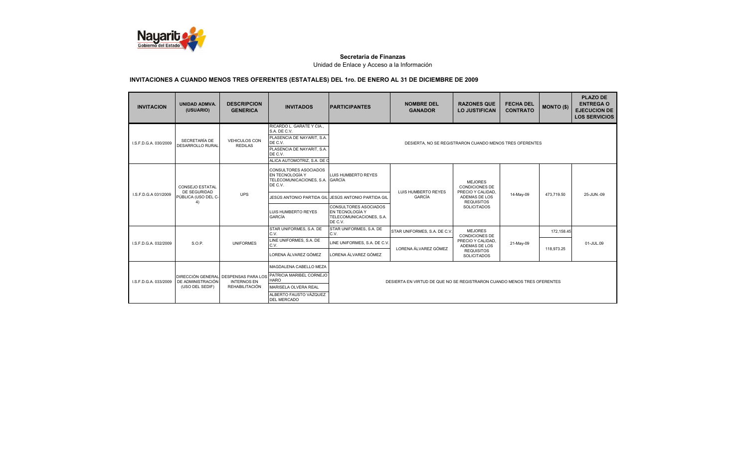**Secretaria de Finanzas**

Unidad de Enlace y Acceso a la Información

## INVITACIONES A CUANDO MENOS TRES OFERENTES (ESTATALES) DEL 1ro. DE ENERO AL 31 DE DICIEMBRE DE 2009

| INVITACION | UNIDAD ADMVA. (USUARIO) | DESCRIPCION GENERICA | INVITADOS | PARTICIPANTES | NOMBRE DEL GANADOR | RAZONES QUE LO JUSTIFICAN | FECHA DEL CONTRATO | MONTO ($) | PLAZO DE ENTREGA O EJECUCION DE LOS SERVICIOS |
|---|---|---|---|---|---|---|---|---|---|
| I.S.F.D.G.A. 030/2009 | SECRETARÍA DE DESARROLLO RURAL | VEHICULOS CON REDILAS | RICARDO L. GARATE Y CIA., S.A. DE C.V. | DESIERTA, NO SE REGISTRARON CUANDO MENOS TRES OFERENTES | | | | | |
| | | | PLASENCIA DE NAYARIT, S.A. DE C.V. | | | | | | |
| | | | PLASENCIA DE NAYARIT, S.A. DE C.V. | | | | | | |
| | | | ALICA AUTOMOTRIZ, S.A. DE C | | | | | | |
| I.S.F.D.G.A 031/2009 | CONSEJO ESTATAL DE SEGURIDAD PÚBLICA (USO DEL C-4) | UPS | CONSULTORES ASOCIADOS EN TECNOLOGÍA Y TELECOMUNICACIONES, S.A. DE C.V. | LUIS HUMBERTO REYES GARCÍA | LUIS HUMBERTO REYES GARCÍA | MEJORES CONDICIONES DE PRECIO Y CALIDAD, ADEMAS DE LOS REQUISITOS SOLICITADOS | 14-May-09 | 473,719.50 | 25-JUN.-09 |
| | | | JESÚS ANTONIO PARTIDA GIL | JESÚS ANTONIO PARTIDA GIL | | | | | |
| | | | LUIS HUMBERTO REYES GARCÍA | CONSULTORES ASOCIADOS EN TECNOLOGÍA Y TELECOMUNICACIONES, S.A. DE C.V. | | | | | |
| I.S.F.D.G.A. 032/2009 | S.O.P. | UNIFORMES | STAR UNIFORMES, S.A. DE C.V. | STAR UNIFORMES, S.A. DE C.V. | STAR UNIFORMES, S.A. DE C.V. | MEJORES CONDICIONES DE PRECIO Y CALIDAD, ADEMAS DE LOS REQUISITOS SOLICITADOS | 21-May-09 | 172,158.45 | 01-JUL.09 |
| | | | LINE UNIFORMES, S.A. DE C.V. | LINE UNIFORMES, S.A. DE C.V. | LORENA ÁLVAREZ GÓMEZ | | | 118,973.25 | |
| | | | LORENA ÁLVAREZ GÓMEZ | LORENA ÁLVAREZ GÓMEZ | | | | | |
| I.S.F.D.G.A. 033/2009 | DIRECCIÓN GENERAL DE ADMINISTRACIÓN (USO DEL SEDIF) | DESPENSAS PARA LOS INTERNOS EN REHABILITACIÓN | MAGDALENA CABELLO MEZA | DESIERTA EN VIRTUD DE QUE NO SE REGISTRARON CUANDO MENOS TRES OFERENTES | | | | | |
| | | | PATRICIA MARIBEL CORNEJO HARO | | | | | | |
| | | | MARISELA OLVERA REAL | | | | | | |
| | | | ALBERTO FAUSTO VÁZQUEZ DEL MERCADO | | | | | | |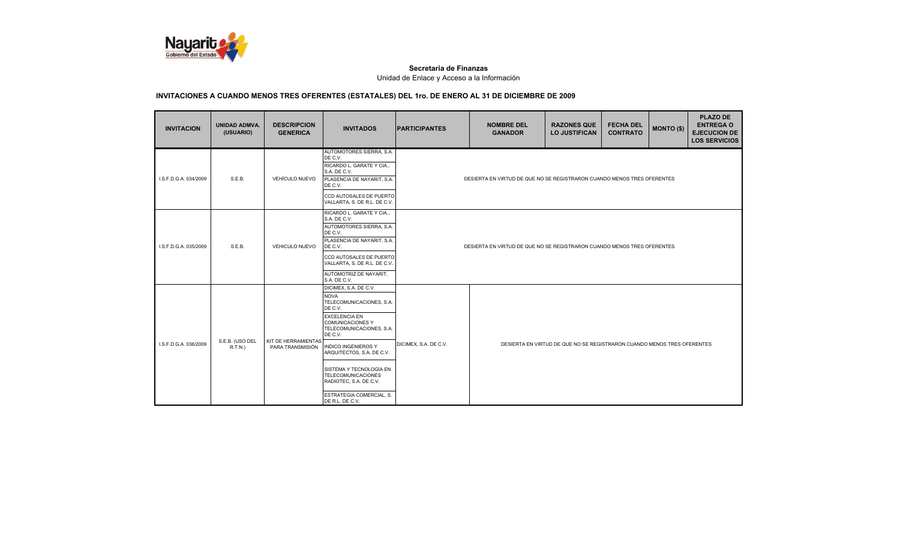**Secretaria de Finanzas**

Unidad de Enlace y Acceso a la Información

**INVITACIONES A CUANDO MENOS TRES OFERENTES (ESTATALES) DEL 1ro. DE ENERO AL 31 DE DICIEMBRE DE 2009**

| INVITACION | UNIDAD ADMVA. (USUARIO) | DESCRIPCION GENERICA | INVITADOS | PARTICIPANTES | NOMBRE DEL GANADOR | RAZONES QUE LO JUSTIFICAN | FECHA DEL CONTRATO | MONTO ($) | PLAZO DE ENTREGA O EJECUCION DE LOS SERVICIOS |
|---|---|---|---|---|---|---|---|---|---|
| I.S.F.D.G.A. 034/2009 | S.E.B. | VEHÍCULO NUEVO | AUTOMOTORES SIERRA, S.A. DE C.V.<br>RICARDO L. GARATE Y CIA., S.A. DE C.V.<br>PLASENCIA DE NAYARIT, S.A. DE C.V.<br>CCD AUTOSALES DE PUERTO VALLARTA, S. DE R.L. DE C.V. | DESIERTA EN VIRTUD DE QUE NO SE REGISTRARON CUANDO MENOS TRES OFERENTES | | | | | |
| I.S.F.D.G.A. 035/2009 | S.E.B. | VEHICULO NUEVO | RICARDO L. GARATE Y CIA., S.A. DE C.V.<br>AUTOMOTORES SIERRA, S.A. DE C.V.<br>PLASENCIA DE NAYARIT, S.A. DE C.V.<br>CCD AUTOSALES DE PUERTO VALLARTA, S. DE R.L. DE C.V.<br>AUTOMOTRIZ DE NAYARIT, S.A. DE C.V. | DESIERTA EN VIRTUD DE QUE NO SE REGISTRARON CUANDO MENOS TRES OFERENTES | | | | | |
| I.S.F.D.G.A. 036/2009 | S.E.B. (USO DEL R.T.N.) | KIT DE HERRAMIENTAS PARA TRANSMISIÓN | DICIMEX, S.A. DE C.V.<br>NOVA TELECOMUNICACIONES, S.A. DE C.V.<br>EXCELENCIA EN COMUNICACIONES Y TELECOMUNICACIONES, S.A. DE C.V.<br>INDICO INGENIEROS Y ARQUITECTOS, S.A. DE C.V.<br>SISTEMA Y TECNOLOGÍA EN TELECOMUNICACIONES RADIOTEC, S.A. DE C.V.<br>ESTRATEGIA COMERCIAL, S. DE R.L. DE C.V. | DICIMEX, S.A. DE C.V. | DESIERTA EN VIRTUD DE QUE NO SE REGISTRARON CUANDO MENOS TRES OFERENTES | | | | |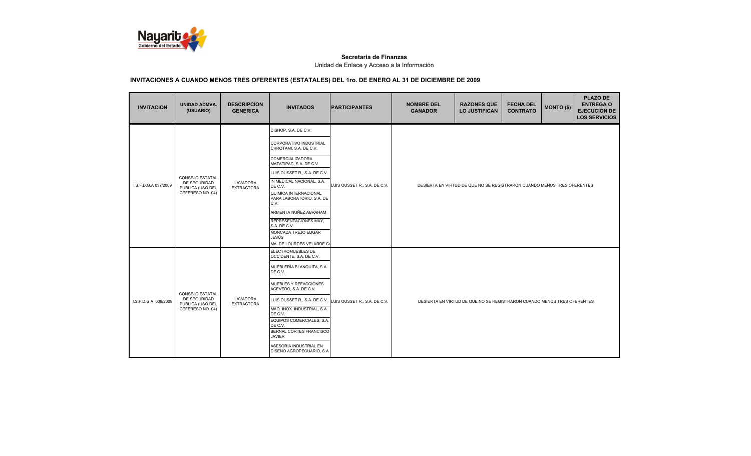**Secretaria de Finanzas**

Unidad de Enlace y Acceso a la Información

**INVITACIONES A CUANDO MENOS TRES OFERENTES (ESTATALES) DEL 1ro. DE ENERO AL 31 DE DICIEMBRE DE 2009**

| INVITACION | UNIDAD ADMVA. (USUARIO) | DESCRIPCION GENERICA | INVITADOS | PARTICIPANTES | NOMBRE DEL GANADOR | RAZONES QUE LO JUSTIFICAN | FECHA DEL CONTRATO | MONTO ($) | PLAZO DE ENTREGA O EJECUCION DE LOS SERVICIOS |
|---|---|---|---|---|---|---|---|---|---|
| I.S.F.D.G.A 037/2009 | CONSEJO ESTATAL DE SEGURIDAD PÚBLICA (USO DEL CEFERESO NO. 04) | LAVADORA EXTRACTORA | DISHOP, S.A. DE C.V.<br>CORPORATIVO INDUSTRIAL CHROTAMI, S.A. DE C.V.<br>COMERCIALIZADORA MATATIPAC, S.A. DE C.V.<br>LUIS OUSSET R., S.A. DE C.V.<br>IN MEDICAL NACIONAL, S.A. DE C.V.<br>QUIMICA INTERNACIONAL PARA LABORATORIO, S.A. DE C.V.<br>ARMENTA NUÑEZ ABRAHAM<br>REPRESENTACIONES MAY, S.A. DE C.V.<br>MONCADA TREJO EDGAR JESÚS<br>MA. DE LOURDES VELARDE C/ | LUIS OUSSET R., S.A. DE C.V. | DESIERTA EN VIRTUD DE QUE NO SE REGISTRARON CUANDO MENOS TRES OFERENTES | | | | |
| I.S.F.D.G.A. 038/2009 | CONSEJO ESTATAL DE SEGURIDAD PÚBLICA (USO DEL CEFERESO NO. 04) | LAVADORA EXTRACTORA | ELECTROMUEBLES DE OCCIDENTE, S.A. DE C.V.<br>MUEBLERÍA BLANQUITA, S.A. DE C.V.<br>MUEBLES Y REFACCIONES ACEVEDO, S.A. DE C.V.<br>LUIS OUSSET R., S.A. DE C.V.<br>MAQ. INOX. INDUSTRIAL, S.A. DE C.V.<br>EQUIPOS COMERCIALES, S.A. DE C.V.<br>BERNAL CORTES FRANCISCO JAVIER<br>ASESORIA INDUSTRIAL EN DISEÑO AGROPECUARIO, S.A. | LUIS OUSSET R., S.A. DE C.V. | DESIERTA EN VIRTUD DE QUE NO SE REGISTRARON CUANDO MENOS TRES OFERENTES | | | | |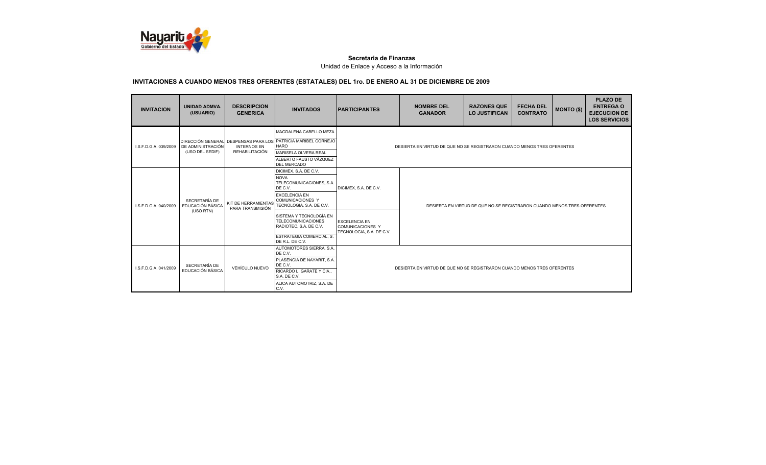**Secretaria de Finanzas**

Unidad de Enlace y Acceso a la Información

## INVITACIONES A CUANDO MENOS TRES OFERENTES (ESTATALES) DEL 1ro. DE ENERO AL 31 DE DICIEMBRE DE 2009

| INVITACION | UNIDAD ADMVA. (USUARIO) | DESCRIPCION GENERICA | INVITADOS | PARTICIPANTES | NOMBRE DEL GANADOR | RAZONES QUE LO JUSTIFICAN | FECHA DEL CONTRATO | MONTO ($) | PLAZO DE ENTREGA O EJECUCION DE LOS SERVICIOS |
|---|---|---|---|---|---|---|---|---|---|
| I.S.F.D.G.A. 039/2009 | DIRECCIÓN GENERAL DE ADMINISTRACIÓN (USO DEL SEDIF) | DESPENSAS PARA LOS INTERNOS EN REHABILITACIÓN | MAGDALENA CABELLO MEZA | DESIERTA EN VIRTUD DE QUE NO SE REGISTRARON CUANDO MENOS TRES OFERENTES | | | | | |
| | | | PATRICIA MARIBEL CORNEJO HARO | | | | | | |
| | | | MARISELA OLVERA REAL | | | | | | |
| | | | ALBERTO FAUSTO VÁZQUEZ DEL MERCADO | | | | | | |
| I.S.F.D.G.A. 040/2009 | SECRETARÍA DE EDUCACIÓN BÁSICA (USO RTN) | KIT DE HERRAMIENTAS PARA TRANSMISIÓN | DICIMEX, S.A. DE C.V. | DICIMEX, S.A. DE C.V. | DESIERTA EN VIRTUD DE QUE NO SE REGISTRARON CUANDO MENOS TRES OFERENTES | | | | |
| | | | NOVA TELECOMUNICACIONES, S.A. DE C.V. | | | | | | |
| | | | EXCELENCIA EN COMUNICACIONES Y TECNOLOGIA, S.A. DE C.V. | | | | | | |
| | | | SISTEMA Y TECNOLOGÍA EN TELECOMUNICACIONES RADIOTEC, S.A. DE C.V. | EXCELENCIA EN COMUNICACIONES Y TECNOLOGIA, S.A. DE C.V. | | | | | |
| | | | ESTRATEGIA COMERCIAL, S. DE R.L. DE C.V. | | | | | | |
| I.S.F.D.G.A. 041/2009 | SECRETARÍA DE EDUCACIÓN BÁSICA | VEHÍCULO NUEVO | AUTOMOTORES SIERRA, S.A. DE C.V. | DESIERTA EN VIRTUD DE QUE NO SE REGISTRARON CUANDO MENOS TRES OFERENTES | | | | | |
| | | | PLASENCIA DE NAYARIT, S.A. DE C.V. | | | | | | |
| | | | RICARDO L. GARATE Y CIA., S.A. DE C.V. | | | | | | |
| | | | ALICA AUTOMOTRIZ, S.A. DE C.V. | | | | | | |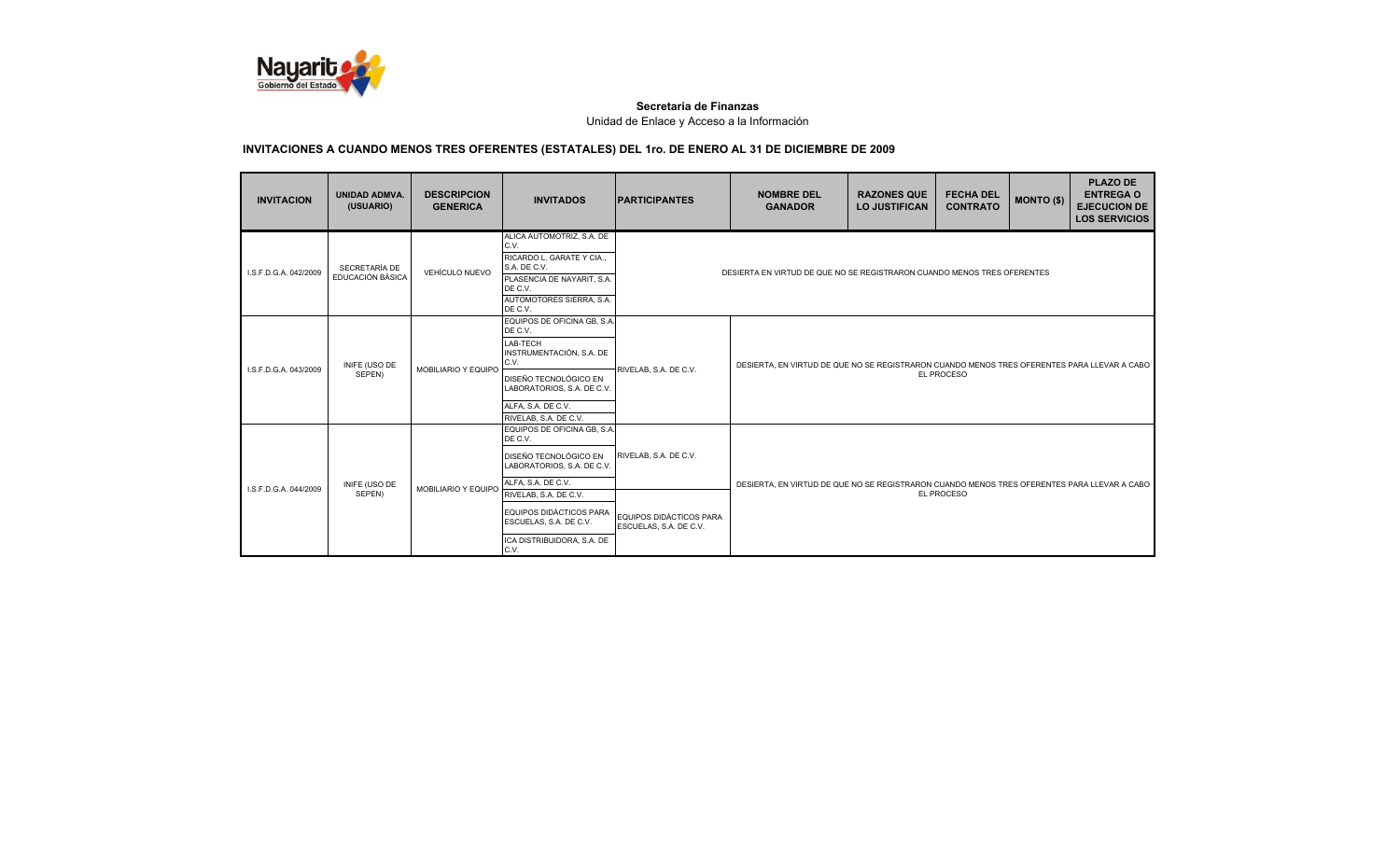**Secretaria de Finanzas**

Unidad de Enlace y Acceso a la Información

**INVITACIONES A CUANDO MENOS TRES OFERENTES (ESTATALES) DEL 1ro. DE ENERO AL 31 DE DICIEMBRE DE 2009**

| INVITACION | UNIDAD ADMVA. (USUARIO) | DESCRIPCION GENERICA | INVITADOS | PARTICIPANTES | NOMBRE DEL GANADOR | RAZONES QUE LO JUSTIFICAN | FECHA DEL CONTRATO | MONTO ($) | PLAZO DE ENTREGA O EJECUCION DE LOS SERVICIOS |
|---|---|---|---|---|---|---|---|---|---|
| I.S.F.D.G.A. 042/2009 | SECRETARÍA DE EDUCACIÓN BÁSICA | VEHÍCULO NUEVO | ALICA AUTOMOTRIZ, S.A. DE C.V.<br>RICARDO L. GARATE Y CIA., S.A. DE C.V.<br>PLASENCIA DE NAYARIT, S.A. DE C.V.<br>AUTOMOTORES SIERRA, S.A. DE C.V. | DESIERTA EN VIRTUD DE QUE NO SE REGISTRARON CUANDO MENOS TRES OFERENTES | | | | | |
| I.S.F.D.G.A. 043/2009 | INIFE (USO DE SEPEN) | MOBILIARIO Y EQUIPO | EQUIPOS DE OFICINA GB, S.A. DE C.V.<br>LAB-TECH INSTRUMENTACIÓN, S.A. DE C.V.<br>DISEÑO TECNOLÓGICO EN LABORATORIOS, S.A. DE C.V.<br>ALFA, S.A. DE C.V.<br>RIVELAB, S.A. DE C.V. | RIVELAB, S.A. DE C.V. | DESIERTA, EN VIRTUD DE QUE NO SE REGISTRARON CUANDO MENOS TRES OFERENTES PARA LLEVAR A CABO EL PROCESO | | | | |
| I.S.F.D.G.A. 044/2009 | INIFE (USO DE SEPEN) | MOBILIARIO Y EQUIPO | EQUIPOS DE OFICINA GB, S.A. DE C.V.<br>DISEÑO TECNOLÓGICO EN LABORATORIOS, S.A. DE C.V.<br>ALFA, S.A. DE C.V.<br>RIVELAB, S.A. DE C.V.<br>EQUIPOS DIDÁCTICOS PARA ESCUELAS, S.A. DE C.V.<br>ICA DISTRIBUIDORA, S.A. DE C.V. | RIVELAB, S.A. DE C.V.<br>EQUIPOS DIDÁCTICOS PARA ESCUELAS, S.A. DE C.V. | DESIERTA, EN VIRTUD DE QUE NO SE REGISTRARON CUANDO MENOS TRES OFERENTES PARA LLEVAR A CABO EL PROCESO | | | | |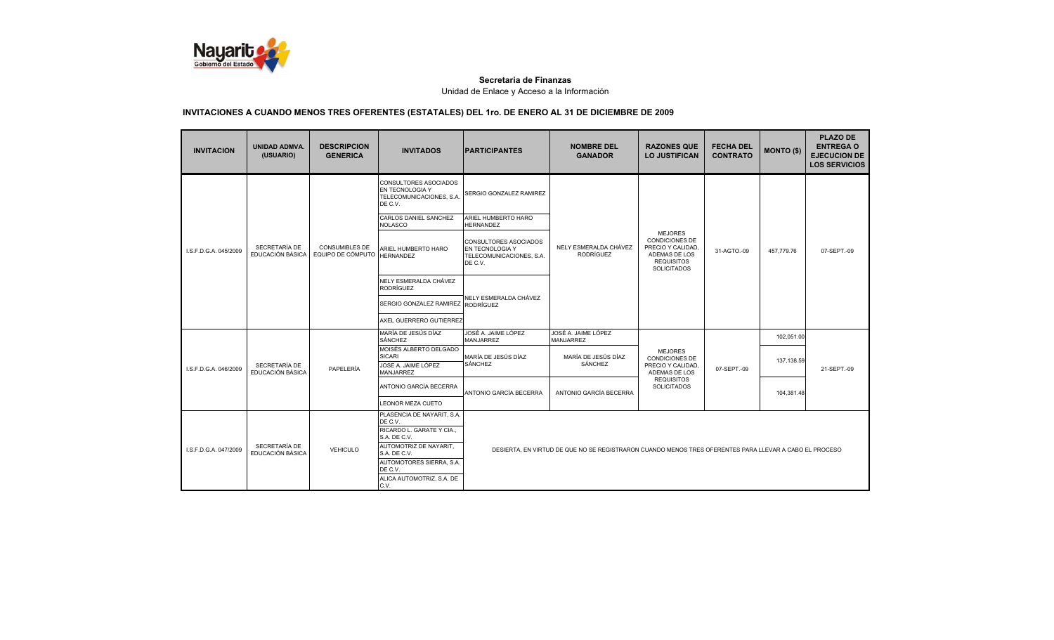**Secretaria de Finanzas**

Unidad de Enlace y Acceso a la Información

## INVITACIONES A CUANDO MENOS TRES OFERENTES (ESTATALES) DEL 1ro. DE ENERO AL 31 DE DICIEMBRE DE 2009

| INVITACION | UNIDAD ADMVA. (USUARIO) | DESCRIPCION GENERICA | INVITADOS | PARTICIPANTES | NOMBRE DEL GANADOR | RAZONES QUE LO JUSTIFICAN | FECHA DEL CONTRATO | MONTO ($) | PLAZO DE ENTREGA O EJECUCION DE LOS SERVICIOS |
|---|---|---|---|---|---|---|---|---|---|
| I.S.F.D.G.A. 045/2009 | SECRETARÍA DE EDUCACIÓN BÁSICA | CONSUMIBLES DE EQUIPO DE CÓMPUTO | CONSULTORES ASOCIADOS EN TECNOLOGIA Y TELECOMUNICACIONES, S.A. DE C.V. | SERGIO GONZALEZ RAMIREZ | NELY ESMERALDA CHÁVEZ RODRÍGUEZ | MEJORES CONDICIONES DE PRECIO Y CALIDAD, ADEMAS DE LOS REQUISITOS SOLICITADOS | 31-AGTO.-09 | 457,779.76 | 07-SEPT.-09 |
| | | | CARLOS DANIEL SANCHEZ NOLASCO | ARIEL HUMBERTO HARO HERNANDEZ | | | | | |
| | | | ARIEL HUMBERTO HARO HERNANDEZ | CONSULTORES ASOCIADOS EN TECNOLOGIA Y TELECOMUNICACIONES, S.A. DE C.V. | | | | | |
| | | | NELY ESMERALDA CHÁVEZ RODRÍGUEZ | NELY ESMERALDA CHÁVEZ RODRÍGUEZ | | | | | |
| | | | SERGIO GONZALEZ RAMIREZ | | | | | | |
| | | | AXEL GUERRERO GUTIERREZ | | | | | | |
| I.S.F.D.G.A. 046/2009 | SECRETARÍA DE EDUCACIÓN BÁSICA | PAPELERÍA | MARÍA DE JESÚS DÍAZ SÁNCHEZ | JOSÉ A. JAIME LÓPEZ MANJARREZ | JOSÉ A. JAIME LÓPEZ MANJARREZ | MEJORES CONDICIONES DE PRECIO Y CALIDAD, ADEMAS DE LOS REQUISITOS SOLICITADOS | 07-SEPT.-09 | 102,051.00 | 21-SEPT.-09 |
| | | | MOISÉS ALBERTO DELGADO SICARI | MARÍA DE JESÚS DÍAZ SÁNCHEZ | MARÍA DE JESÚS DÍAZ SÁNCHEZ | | | 137,138.59 | |
| | | | JOSE A. JAIME LÓPEZ MANJARREZ | | | | | | |
| | | | ANTONIO GARCÍA BECERRA | ANTONIO GARCÍA BECERRA | ANTONIO GARCÍA BECERRA | | | 104,381.48 | |
| | | | LEONOR MEZA CUETO | | | | | | |
| I.S.F.D.G.A. 047/2009 | SECRETARÍA DE EDUCACIÓN BÁSICA | VEHICULO | PLASENCIA DE NAYARIT, S.A. DE C.V. | DESIERTA, EN VIRTUD DE QUE NO SE REGISTRARON CUANDO MENOS TRES OFERENTES PARA LLEVAR A CABO EL PROCESO | | | | | |
| | | | RICARDO L. GARATE Y CIA., S.A. DE C.V. | | | | | | |
| | | | AUTOMOTRIZ DE NAYARIT, S.A. DE C.V. | | | | | | |
| | | | AUTOMOTORES SIERRA, S.A. DE C.V. | | | | | | |
| | | | ALICA AUTOMOTRIZ, S.A. DE C.V. | | | | | | |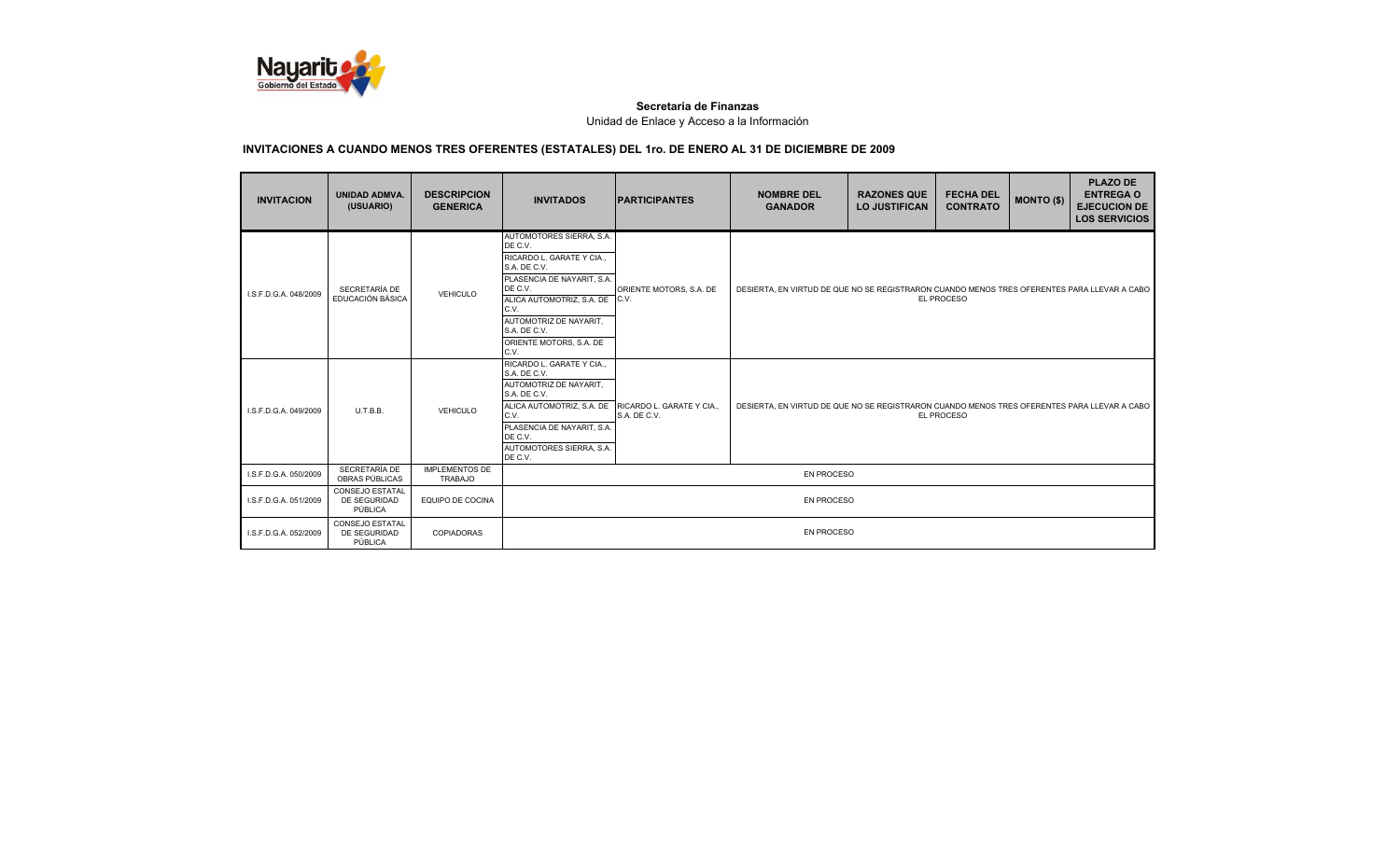**Secretaria de Finanzas**

Unidad de Enlace y Acceso a la Información

## INVITACIONES A CUANDO MENOS TRES OFERENTES (ESTATALES) DEL 1ro. DE ENERO AL 31 DE DICIEMBRE DE 2009

| INVITACION | UNIDAD ADMVA. (USUARIO) | DESCRIPCION GENERICA | INVITADOS | PARTICIPANTES | NOMBRE DEL GANADOR | RAZONES QUE LO JUSTIFICAN | FECHA DEL CONTRATO | MONTO ($) | PLAZO DE ENTREGA O EJECUCION DE LOS SERVICIOS |
|---|---|---|---|---|---|---|---|---|---|
| I.S.F.D.G.A. 048/2009 | SECRETARÍA DE EDUCACIÓN BÁSICA | VEHICULO | AUTOMOTORES SIERRA, S.A. DE C.V.<br>RICARDO L. GARATE Y CIA., S.A. DE C.V.<br>PLASENCIA DE NAYARIT, S.A. DE C.V.<br>ALICA AUTOMOTRIZ, S.A. DE C.V.<br>AUTOMOTRIZ DE NAYARIT, S.A. DE C.V.<br>ORIENTE MOTORS, S.A. DE C.V. | ORIENTE MOTORS, S.A. DE C.V. | DESIERTA, EN VIRTUD DE QUE NO SE REGISTRARON CUANDO MENOS TRES OFERENTES PARA LLEVAR A CABO EL PROCESO | | | | |
| I.S.F.D.G.A. 049/2009 | U.T.B.B. | VEHICULO | RICARDO L. GARATE Y CIA., S.A. DE C.V.<br>AUTOMOTRIZ DE NAYARIT, S.A. DE C.V.<br>ALICA AUTOMOTRIZ, S.A. DE C.V.<br>PLASENCIA DE NAYARIT, S.A. DE C.V.<br>AUTOMOTORES SIERRA, S.A. DE C.V. | RICARDO L. GARATE Y CIA., S.A. DE C.V. | DESIERTA, EN VIRTUD DE QUE NO SE REGISTRARON CUANDO MENOS TRES OFERENTES PARA LLEVAR A CABO EL PROCESO | | | | |
| I.S.F.D.G.A. 050/2009 | SECRETARÍA DE OBRAS PÚBLICAS | IMPLEMENTOS DE TRABAJO | EN PROCESO | | | | | | |
| I.S.F.D.G.A. 051/2009 | CONSEJO ESTATAL DE SEGURIDAD PÚBLICA | EQUIPO DE COCINA | EN PROCESO | | | | | | |
| I.S.F.D.G.A. 052/2009 | CONSEJO ESTATAL DE SEGURIDAD PÚBLICA | COPIADORAS | EN PROCESO | | | | | | |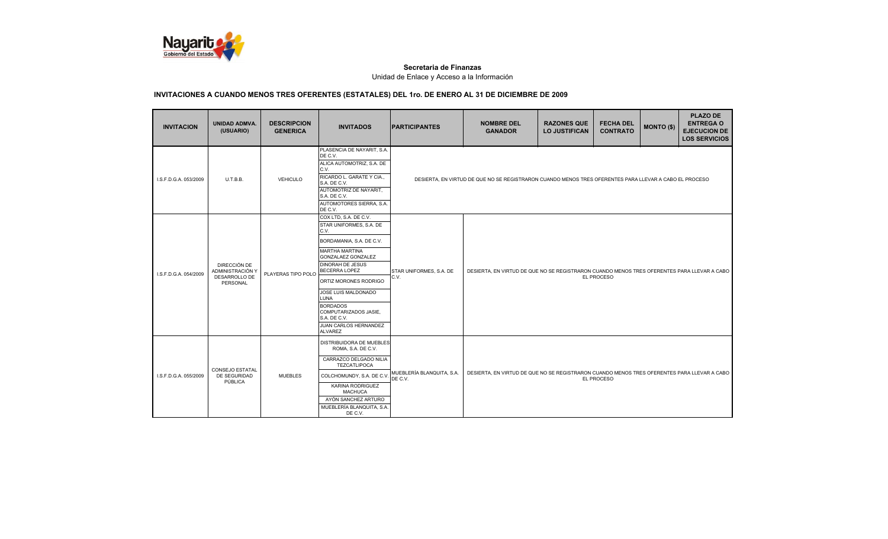**Secretaria de Finanzas**

Unidad de Enlace y Acceso a la Información

**INVITACIONES A CUANDO MENOS TRES OFERENTES (ESTATALES) DEL 1ro. DE ENERO AL 31 DE DICIEMBRE DE 2009**

| INVITACION | UNIDAD ADMVA. (USUARIO) | DESCRIPCION GENERICA | INVITADOS | PARTICIPANTES | NOMBRE DEL GANADOR | RAZONES QUE LO JUSTIFICAN | FECHA DEL CONTRATO | MONTO ($) | PLAZO DE ENTREGA O EJECUCION DE LOS SERVICIOS |
|---|---|---|---|---|---|---|---|---|---|
| I.S.F.D.G.A. 053/2009 | U.T.B.B. | VEHICULO | PLASENCIA DE NAYARIT, S.A. DE C.V.<br>ALICA AUTOMOTRIZ, S.A. DE C.V.<br>RICARDO L. GARATE Y CIA., S.A. DE C.V.<br>AUTOMOTRIZ DE NAYARIT, S.A. DE C.V.<br>AUTOMOTORES SIERRA, S.A. DE C.V. | DESIERTA, EN VIRTUD DE QUE NO SE REGISTRARON CUANDO MENOS TRES OFERENTES PARA LLEVAR A CABO EL PROCESO | | | | | |
| I.S.F.D.G.A. 054/2009 | DIRECCIÓN DE ADMINISTRACIÓN Y DESARROLLO DE PERSONAL | PLAYERAS TIPO POLO | COX LTD, S.A. DE C.V.<br>STAR UNIFORMES, S.A. DE C.V.<br>BORDAMANIA, S.A. DE C.V.<br>MARTHA MARTINA GONZALAEZ GONZALEZ<br>DINORAH DE JESUS BECERRA LOPEZ<br>ORTIZ MORONES RODRIGO<br>JOSE LUIS MALDONADO LUNA<br>BORDADOS COMPUTARIZADOS JASIE, S.A. DE C.V.<br>JUAN CARLOS HERNANDEZ ALVAREZ | STAR UNIFORMES, S.A. DE C.V. | DESIERTA, EN VIRTUD DE QUE NO SE REGISTRARON CUANDO MENOS TRES OFERENTES PARA LLEVAR A CABO EL PROCESO | | | | |
| I.S.F.D.G.A. 055/2009 | CONSEJO ESTATAL DE SEGURIDAD PÚBLICA | MUEBLES | DISTRIBUIDORA DE MUEBLES ROMA, S.A. DE C.V.<br>CARRAZCO DELGADO NILIA TEZCATLIPOCA<br>COLCHOMUNDY, S.A. DE C.V.<br>KARINA RODRIGUEZ MACHUCA<br>AYÓN SANCHEZ ARTURO<br>MUEBLERÍA BLANQUITA, S.A. DE C.V. | MUEBLERÍA BLANQUITA, S.A. DE C.V. | DESIERTA, EN VIRTUD DE QUE NO SE REGISTRARON CUANDO MENOS TRES OFERENTES PARA LLEVAR A CABO EL PROCESO | | | | |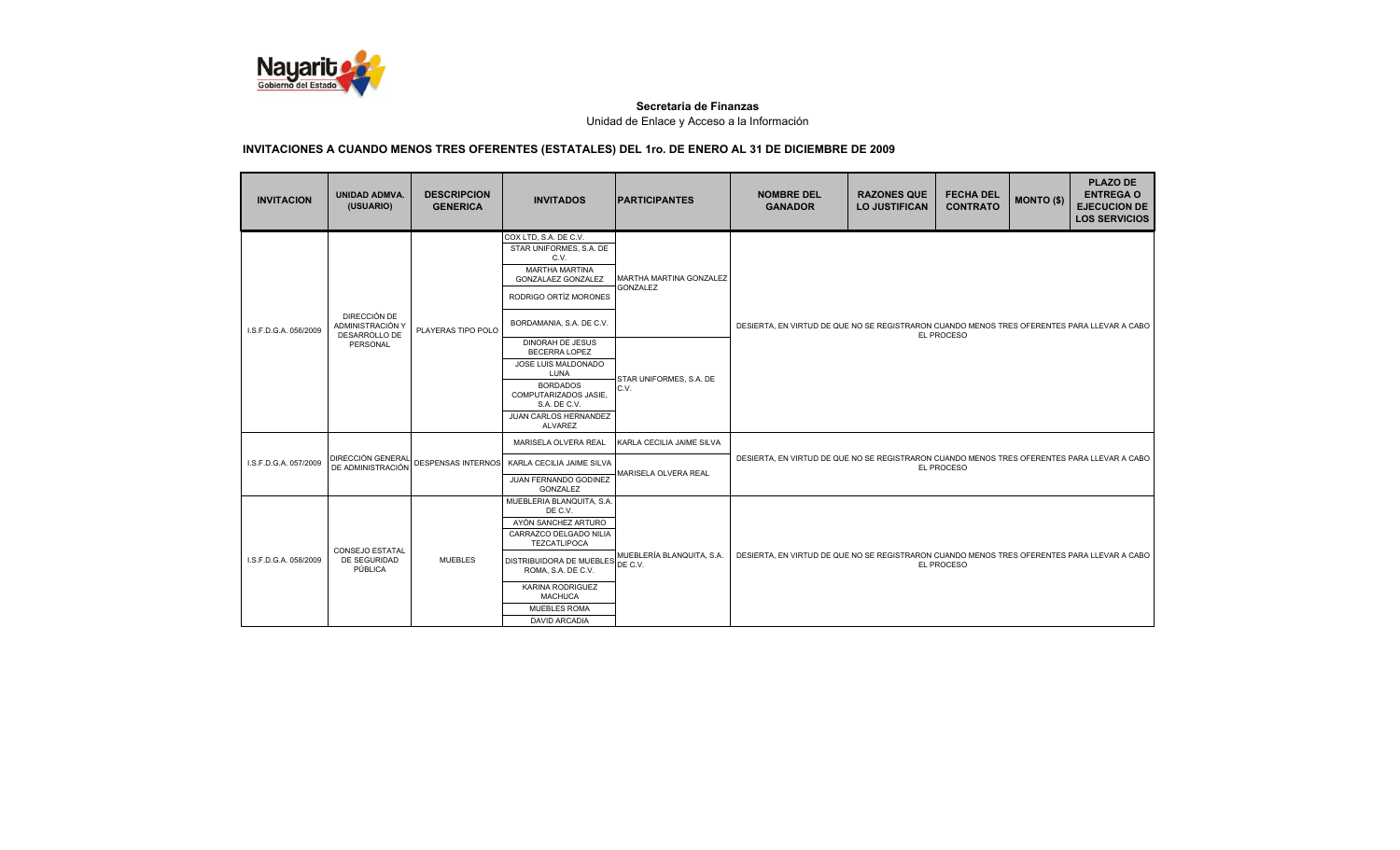**Secretaria de Finanzas**

Unidad de Enlace y Acceso a la Información

## INVITACIONES A CUANDO MENOS TRES OFERENTES (ESTATALES) DEL 1ro. DE ENERO AL 31 DE DICIEMBRE DE 2009

| INVITACION | UNIDAD ADMVA. (USUARIO) | DESCRIPCION GENERICA | INVITADOS | PARTICIPANTES | NOMBRE DEL GANADOR | RAZONES QUE LO JUSTIFICAN | FECHA DEL CONTRATO | MONTO ($) | PLAZO DE ENTREGA O EJECUCION DE LOS SERVICIOS |
|---|---|---|---|---|---|---|---|---|---|
| I.S.F.D.G.A. 056/2009 | DIRECCIÓN DE ADMINISTRACIÓN Y DESARROLLO DE PERSONAL | PLAYERAS TIPO POLO | COX LTD, S.A. DE C.V.<br>STAR UNIFORMES, S.A. DE C.V.<br>MARTHA MARTINA GONZALAEZ GONZALEZ<br>RODRIGO ORTÍZ MORONES<br>BORDAMANIA, S.A. DE C.V.<br>DINORAH DE JESUS BECERRA LOPEZ<br>JOSE LUIS MALDONADO LUNA<br>BORDADOS COMPUTARIZADOS JASIE, S.A. DE C.V.<br>JUAN CARLOS HERNANDEZ ALVAREZ | MARTHA MARTINA GONZALEZ GONZALEZ<br>STAR UNIFORMES, S.A. DE C.V. | DESIERTA, EN VIRTUD DE QUE NO SE REGISTRARON CUANDO MENOS TRES OFERENTES PARA LLEVAR A CABO EL PROCESO | | | | |
| I.S.F.D.G.A. 057/2009 | DIRECCIÓN GENERAL DE ADMINISTRACIÓN | DESPENSAS INTERNOS | MARISELA OLVERA REAL<br>KARLA CECILIA JAIME SILVA<br>JUAN FERNANDO GODINEZ GONZALEZ | KARLA CECILIA JAIME SILVA<br>MARISELA OLVERA REAL | DESIERTA, EN VIRTUD DE QUE NO SE REGISTRARON CUANDO MENOS TRES OFERENTES PARA LLEVAR A CABO EL PROCESO | | | | |
| I.S.F.D.G.A. 058/2009 | CONSEJO ESTATAL DE SEGURIDAD PÚBLICA | MUEBLES | MUEBLERIA BLANQUITA, S.A. DE C.V.<br>AYÓN SANCHEZ ARTURO<br>CARRAZCO DELGADO NILIA TEZCATLIPOCA<br>DISTRIBUIDORA DE MUEBLES ROMA, S.A. DE C.V.<br>KARINA RODRIGUEZ MACHUCA<br>MUEBLES ROMA<br>DAVID ARCADIA | MUEBLERÍA BLANQUITA, S.A. DE C.V. | DESIERTA, EN VIRTUD DE QUE NO SE REGISTRARON CUANDO MENOS TRES OFERENTES PARA LLEVAR A CABO EL PROCESO | | | | |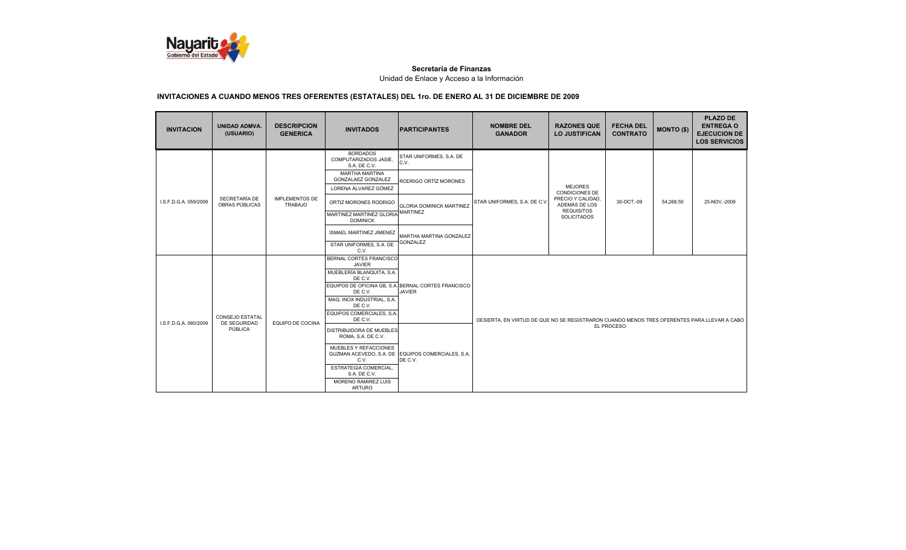**Secretaria de Finanzas**

Unidad de Enlace y Acceso a la Información

## INVITACIONES A CUANDO MENOS TRES OFERENTES (ESTATALES) DEL 1ro. DE ENERO AL 31 DE DICIEMBRE DE 2009

| INVITACION | UNIDAD ADMVA. (USUARIO) | DESCRIPCION GENERICA | INVITADOS | PARTICIPANTES | NOMBRE DEL GANADOR | RAZONES QUE LO JUSTIFICAN | FECHA DEL CONTRATO | MONTO ($) | PLAZO DE ENTREGA O EJECUCION DE LOS SERVICIOS |
|---|---|---|---|---|---|---|---|---|---|
| I.S.F.D.G.A. 059/2009 | SECRETARÍA DE OBRAS PÚBLICAS | IMPLEMENTOS DE TRABAJO | BORDADOS COMPUTARIZADOS JASIE, S.A. DE C.V. | STAR UNIFORMES, S.A. DE C.V. | STAR UNIFORMES, S.A. DE C.V. | MEJORES CONDICIONES DE PRECIO Y CALIDAD, ADEMÁS DE LOS REQUISITOS SOLICITADOS | 30-OCT.-09 | 54,268.50 | 25-NOV.-2009 |
| | | | MARTHA MARTINA GONZALEZ GONZALEZ | RODRIGO ORTÍZ MORONES | | | | | |
| | | | LORENA ÁLVAREZ GÓMEZ | | | | | | |
| | | | ORTIZ MORONES RODRIGO | GLORIA DOMINICK MARTINEZ MARTINEZ | | | | | |
| | | | MARTINEZ MARTINEZ GLORIA DOMINICK | | | | | | |
| | | | ISMAEL MARTINEZ JIMENEZ | MARTHA MARTINA GONZALEZ GONZALEZ | | | | | |
| | | | STAR UNIFORMES, S.A. DE C.V. | | | | | | |
| I.S.F.D.G.A. 060/2009 | CONSEJO ESTATAL DE SEGURIDAD PÚBLICA | EQUIPO DE COCINA | BERNAL CORTES FRANCISCO JAVIER | BERNAL CORTES FRANCISCO JAVIER | DESIERTA, EN VIRTUD DE QUE NO SE REGISTRARON CUANDO MENOS TRES OFERENTES PARA LLEVAR A CABO EL PROCESO | | | | |
| | | | MUEBLERÍA BLANQUITA, S.A. DE C.V. | | | | | | |
| | | | EQUIPOS DE OFICINA GB, S.A. DE C.V. | | | | | | |
| | | | MAQ. INOX INDUSTRIAL, S.A. DE C.V. | | | | | | |
| | | | EQUIPOS COMERCIALES, S.A. DE C.V. | | | | | | |
| | | | DISTRIBUIDORA DE MUEBLES ROMA, S.A. DE C.V. | EQUIPOS COMERCIALES, S.A. DE C.V. | | | | | |
| | | | MUEBLES Y REFACCIONES GUZMAN ACEVEDO, S.A. DE C.V. | | | | | | |
| | | | ESTRATEGIA COMERCIAL, S.A. DE C.V. | | | | | | |
| | | | MORENO RAMIREZ LUIS ARTURO | | | | | | |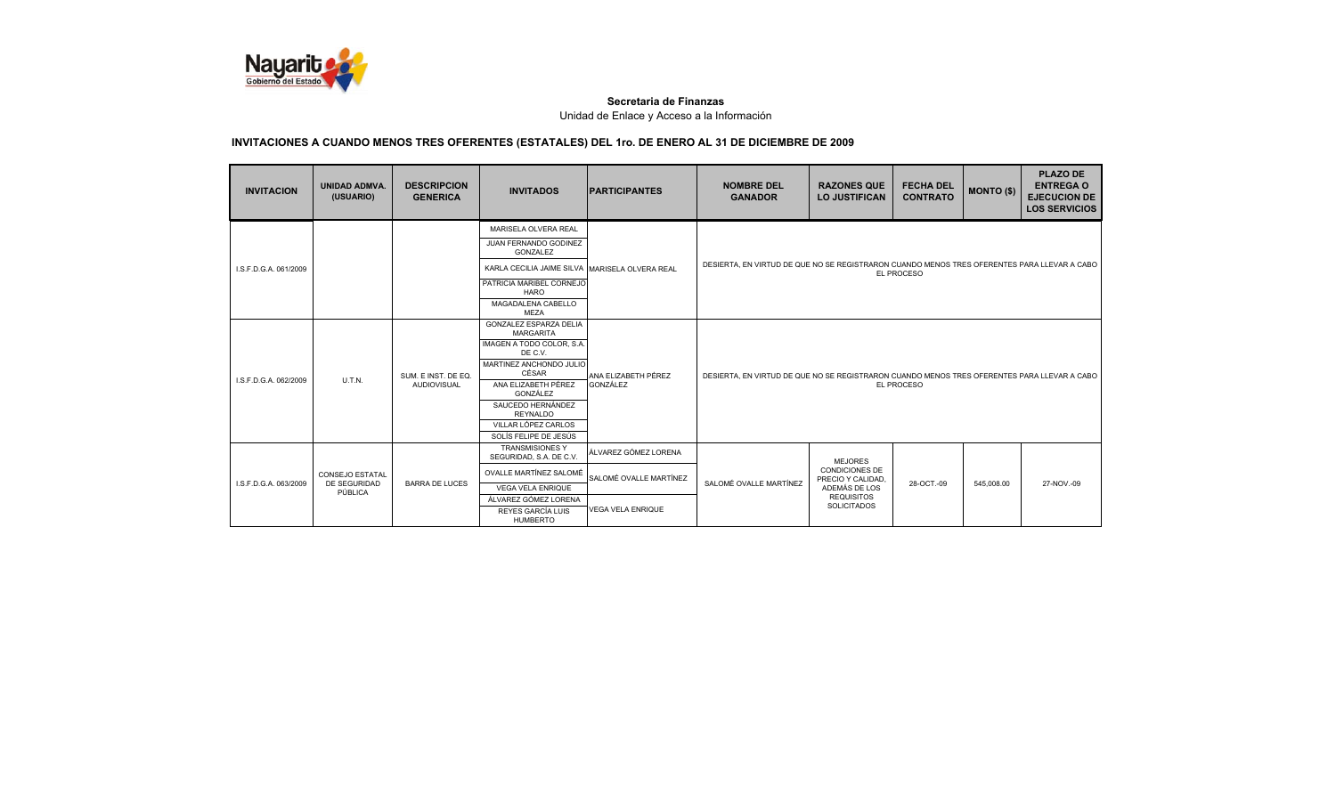**Secretaria de Finanzas**

Unidad de Enlace y Acceso a la Información

## INVITACIONES A CUANDO MENOS TRES OFERENTES (ESTATALES) DEL 1ro. DE ENERO AL 31 DE DICIEMBRE DE 2009

| INVITACION | UNIDAD ADMVA. (USUARIO) | DESCRIPCION GENERICA | INVITADOS | PARTICIPANTES | NOMBRE DEL GANADOR | RAZONES QUE LO JUSTIFICAN | FECHA DEL CONTRATO | MONTO ($) | PLAZO DE ENTREGA O EJECUCION DE LOS SERVICIOS |
|---|---|---|---|---|---|---|---|---|---|
| I.S.F.D.G.A. 061/2009 | | | MARISELA OLVERA REAL<br>JUAN FERNANDO GODINEZ GONZALEZ<br>KARLA CECILIA JAIME SILVA<br>PATRICIA MARIBEL CORNEJO HARO<br>MAGADALENA CABELLO MEZA | MARISELA OLVERA REAL | DESIERTA, EN VIRTUD DE QUE NO SE REGISTRARON CUANDO MENOS TRES OFERENTES PARA LLEVAR A CABO EL PROCESO | | | | |
| I.S.F.D.G.A. 062/2009 | U.T.N. | SUM. E INST. DE EQ. AUDIOVISUAL | GONZALEZ ESPARZA DELIA MARGARITA<br>IMAGEN A TODO COLOR, S.A. DE C.V.<br>MARTINEZ ANCHONDO JULIO CÉSAR<br>ANA ELIZABETH PÉREZ GONZÁLEZ<br>SAUCEDO HERNÁNDEZ REYNALDO<br>VILLAR LÓPEZ CARLOS<br>SOLÍS FELIPE DE JESÚS | ANA ELIZABETH PÉREZ GONZÁLEZ | DESIERTA, EN VIRTUD DE QUE NO SE REGISTRARON CUANDO MENOS TRES OFERENTES PARA LLEVAR A CABO EL PROCESO | | | | |
| I.S.F.D.G.A. 063/2009 | CONSEJO ESTATAL DE SEGURIDAD PÚBLICA | BARRA DE LUCES | TRANSMISIONES Y SEGURIDAD, S.A. DE C.V.<br>OVALLE MARTÍNEZ SALOMÉ<br>VEGA VELA ENRIQUE<br>ÁLVAREZ GÓMEZ LORENA<br>REYES GARCÍA LUIS HUMBERTO | ÁLVAREZ GÓMEZ LORENA<br>SALOMÉ OVALLE MARTÍNEZ<br>VEGA VELA ENRIQUE | SALOMÉ OVALLE MARTÍNEZ | MEJORES CONDICIONES DE PRECIO Y CALIDAD, ADEMÁS DE LOS REQUISITOS SOLICITADOS | 28-OCT.-09 | 545,008.00 | 27-NOV.-09 |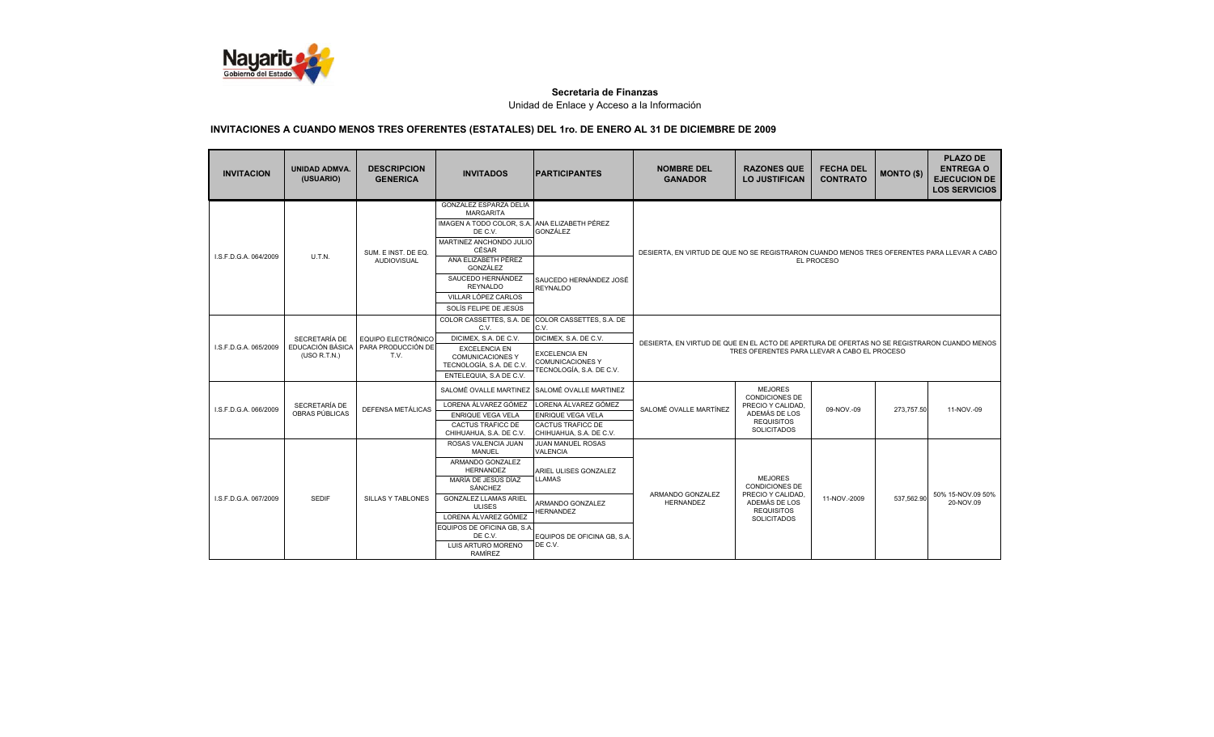**Secretaria de Finanzas**

Unidad de Enlace y Acceso a la Información

## INVITACIONES A CUANDO MENOS TRES OFERENTES (ESTATALES) DEL 1ro. DE ENERO AL 31 DE DICIEMBRE DE 2009

| INVITACION | UNIDAD ADMVA. (USUARIO) | DESCRIPCION GENERICA | INVITADOS | PARTICIPANTES | NOMBRE DEL GANADOR | RAZONES QUE LO JUSTIFICAN | FECHA DEL CONTRATO | MONTO ($) | PLAZO DE ENTREGA O EJECUCION DE LOS SERVICIOS |
|---|---|---|---|---|---|---|---|---|---|
| I.S.F.D.G.A. 064/2009 | U.T.N. | SUM. E INST. DE EQ. AUDIOVISUAL | GONZALEZ ESPARZA DELIA MARGARITA<br>IMAGEN A TODO COLOR, S.A. DE C.V.<br>MARTINEZ ANCHONDO JULIO CÉSAR<br>ANA ELIZABETH PÉREZ GONZÁLEZ<br>SAUCEDO HERNÁNDEZ REYNALDO<br>VILLAR LÓPEZ CARLOS<br>SOLÍS FELIPE DE JESÚS | ANA ELIZABETH PÉREZ GONZÁLEZ<br>SAUCEDO HERNÁNDEZ JOSÉ REYNALDO | DESIERTA, EN VIRTUD DE QUE NO SE REGISTRARON CUANDO MENOS TRES OFERENTES PARA LLEVAR A CABO EL PROCESO | | | | |
| I.S.F.D.G.A. 065/2009 | SECRETARÍA DE EDUCACIÓN BÁSICA (USO R.T.N.) | EQUIPO ELECTRÓNICO PARA PRODUCCIÓN DE T.V. | COLOR CASSETTES, S.A. DE C.V.<br>DICIMEX, S.A. DE C.V.<br>EXCELENCIA EN COMUNICACIONES Y TECNOLOGÍA, S.A. DE C.V.<br>ENTELEQUIA, S.A DE C.V. | COLOR CASSETTES, S.A. DE C.V.<br>DICIMEX, S.A. DE C.V.<br>EXCELENCIA EN COMUNICACIONES Y TECNOLOGÍA, S.A. DE C.V. | DESIERTA, EN VIRTUD DE QUE EN EL ACTO DE APERTURA DE OFERTAS NO SE REGISTRARON CUANDO MENOS TRES OFERENTES PARA LLEVAR A CABO EL PROCESO | | | | |
| I.S.F.D.G.A. 066/2009 | SECRETARÍA DE OBRAS PÚBLICAS | DEFENSA METÁLICAS | SALOMÉ OVALLE MARTINEZ<br>LORENA ÁLVAREZ GÓMEZ<br>ENRIQUE VEGA VELA<br>CACTUS TRAFICC DE CHIHUAHUA, S.A. DE C.V. | SALOMÉ OVALLE MARTINEZ<br>LORENA ÁLVAREZ GÓMEZ<br>ENRIQUE VEGA VELA<br>CACTUS TRAFICC DE CHIHUAHUA, S.A. DE C.V. | SALOMÉ OVALLE MARTÍNEZ | MEJORES CONDICIONES DE PRECIO Y CALIDAD, ADEMÁS DE LOS REQUISITOS SOLICITADOS | 09-NOV.-09 | 273,757.50 | 11-NOV.-09 |
| I.S.F.D.G.A. 067/2009 | SEDIF | SILLAS Y TABLONES | ROSAS VALENCIA JUAN MANUEL<br>ARMANDO GONZALEZ HERNANDEZ<br>MARÍA DE JESÚS DÍAZ SÁNCHEZ<br>GONZALEZ LLAMAS ARIEL ULISES<br>LORENA ÁLVAREZ GÓMEZ<br>EQUIPOS DE OFICINA GB, S.A. DE C.V.<br>LUIS ARTURO MORENO RAMÍREZ | JUAN MANUEL ROSAS VALENCIA<br>ARIEL ULISES GONZALEZ LLAMAS<br>ARMANDO GONZALEZ HERNANDEZ<br>EQUIPOS DE OFICINA GB, S.A. DE C.V. | ARMANDO GONZALEZ HERNANDEZ | MEJORES CONDICIONES DE PRECIO Y CALIDAD, ADEMÁS DE LOS REQUISITOS SOLICITADOS | 11-NOV.-2009 | 537,562.90 | 50% 15-NOV.09 50% 20-NOV.09 |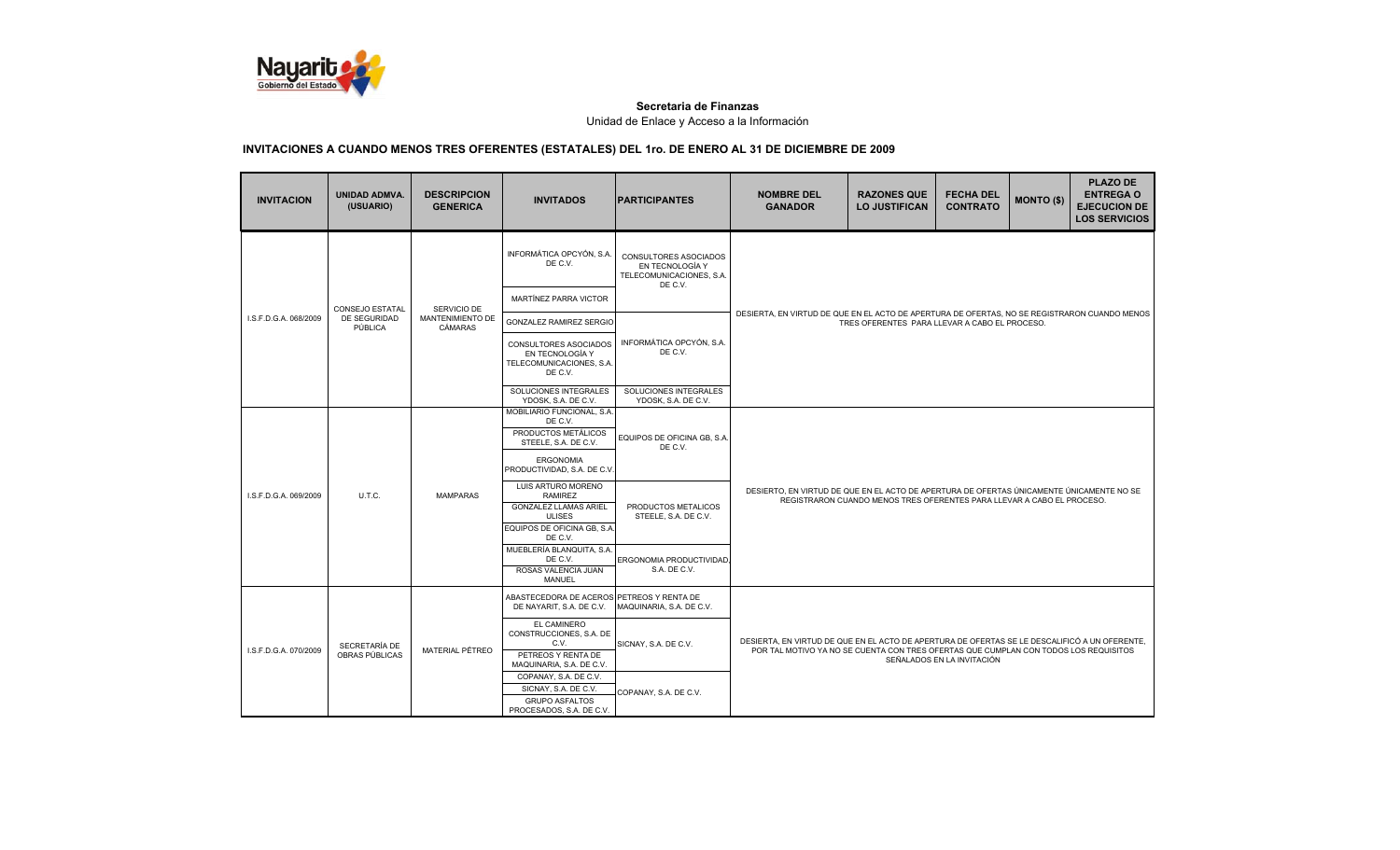**Secretaria de Finanzas**

Unidad de Enlace y Acceso a la Información

## INVITACIONES A CUANDO MENOS TRES OFERENTES (ESTATALES) DEL 1ro. DE ENERO AL 31 DE DICIEMBRE DE 2009

| INVITACION | UNIDAD ADMVA. (USUARIO) | DESCRIPCION GENERICA | INVITADOS | PARTICIPANTES | NOMBRE DEL GANADOR | RAZONES QUE LO JUSTIFICAN | FECHA DEL CONTRATO | MONTO ($) | PLAZO DE ENTREGA O EJECUCION DE LOS SERVICIOS |
|---|---|---|---|---|---|---|---|---|---|
| I.S.F.D.G.A. 068/2009 | CONSEJO ESTATAL DE SEGURIDAD PÚBLICA | SERVICIO DE MANTENIMIENTO DE CÁMARAS | INFORMÁTICA OPCYÓN, S.A. DE C.V.<br>MARTÍNEZ PARRA VICTOR<br>GONZALEZ RAMIREZ SERGIO<br>CONSULTORES ASOCIADOS EN TECNOLOGÍA Y TELECOMUNICACIONES, S.A. DE C.V.<br>SOLUCIONES INTEGRALES YDOSK, S.A. DE C.V. | CONSULTORES ASOCIADOS EN TECNOLOGÍA Y TELECOMUNICACIONES, S.A. DE C.V.<br>INFORMÁTICA OPCYÓN, S.A. DE C.V.<br>SOLUCIONES INTEGRALES YDOSK, S.A. DE C.V. | DESIERTA, EN VIRTUD DE QUE EN EL ACTO DE APERTURA DE OFERTAS, NO SE REGISTRARON CUANDO MENOS TRES OFERENTES PARA LLEVAR A CABO EL PROCESO. | | | | |
| I.S.F.D.G.A. 069/2009 | U.T.C. | MAMPARAS | MOBILIARIO FUNCIONAL, S.A. DE C.V.<br>PRODUCTOS METÁLICOS STEELE, S.A. DE C.V.<br>ERGONOMIA PRODUCTIVIDAD, S.A. DE C.V.<br>LUIS ARTURO MORENO RAMIREZ<br>GONZALEZ LLAMAS ARIEL ULISES<br>EQUIPOS DE OFICINA GB, S.A. DE C.V.<br>MUEBLERÍA BLANQUITA, S.A. DE C.V.<br>ROSAS VALENCIA JUAN MANUEL | EQUIPOS DE OFICINA GB, S.A. DE C.V.<br>PRODUCTOS METALICOS STEELE, S.A. DE C.V.<br>ERGONOMIA PRODUCTIVIDAD, S.A. DE C.V. | DESIERTO, EN VIRTUD DE QUE EN EL ACTO DE APERTURA DE OFERTAS ÚNICAMENTE ÚNICAMENTE NO SE REGISTRARON CUANDO MENOS TRES OFERENTES PARA LLEVAR A CABO EL PROCESO. | | | | |
| I.S.F.D.G.A. 070/2009 | SECRETARÍA DE OBRAS PÚBLICAS | MATERIAL PÉTREO | ABASTECEDORA DE ACEROS DE NAYARIT, S.A. DE C.V.<br>EL CAMINERO CONSTRUCCIONES, S.A. DE C.V.<br>PETREOS Y RENTA DE MAQUINARIA, S.A. DE C.V.<br>COPANAY, S.A. DE C.V.<br>SICNAY, S.A. DE C.V.<br>GRUPO ASFALTOS PROCESADOS, S.A. DE C.V. | PETREOS Y RENTA DE MAQUINARIA, S.A. DE C.V.<br>SICNAY, S.A. DE C.V.<br>COPANAY, S.A. DE C.V. | DESIERTA, EN VIRTUD DE QUE EN EL ACTO DE APERTURA DE OFERTAS SE LE DESCALIFICÓ A UN OFERENTE, POR TAL MOTIVO YA NO SE CUENTA CON TRES OFERTAS QUE CUMPLAN CON TODOS LOS REQUISITOS SEÑALADOS EN LA INVITACIÓN | | | | |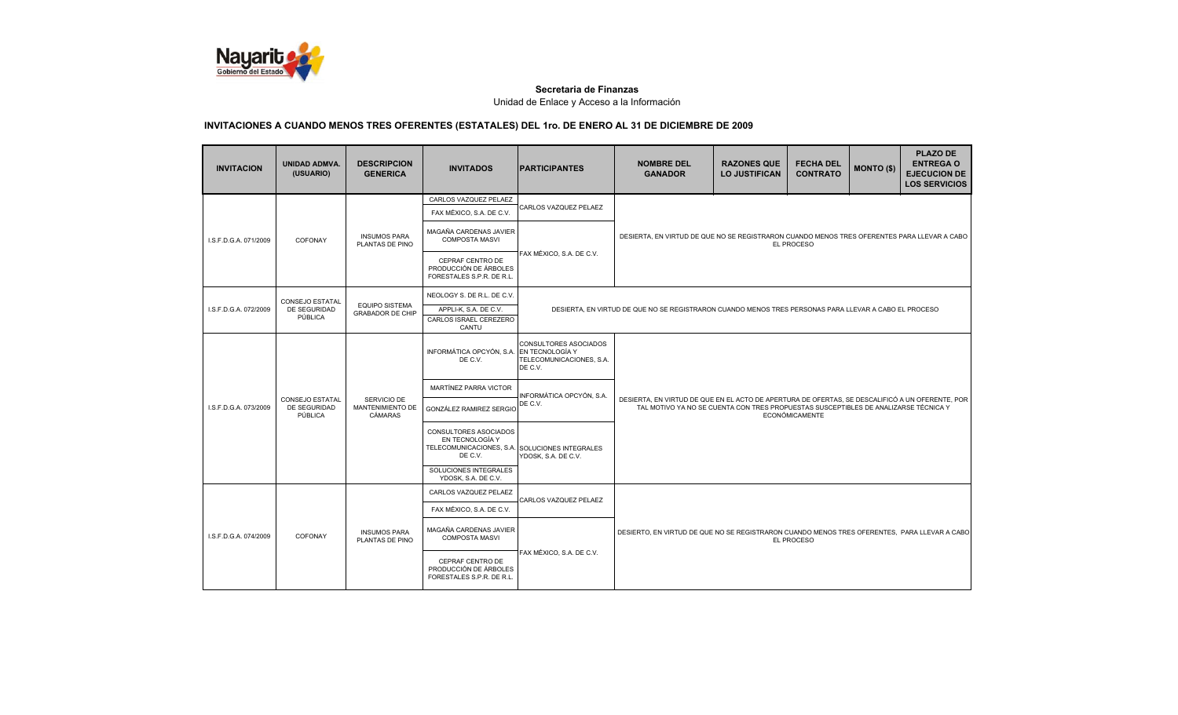**Secretaria de Finanzas**

Unidad de Enlace y Acceso a la Información

## INVITACIONES A CUANDO MENOS TRES OFERENTES (ESTATALES) DEL 1ro. DE ENERO AL 31 DE DICIEMBRE DE 2009

| INVITACION | UNIDAD ADMVA. (USUARIO) | DESCRIPCION GENERICA | INVITADOS | PARTICIPANTES | NOMBRE DEL GANADOR | RAZONES QUE LO JUSTIFICAN | FECHA DEL CONTRATO | MONTO ($) | PLAZO DE ENTREGA O EJECUCION DE LOS SERVICIOS |
|---|---|---|---|---|---|---|---|---|---|
| I.S.F.D.G.A. 071/2009 | COFONAY | INSUMOS PARA PLANTAS DE PINO | CARLOS VAZQUEZ PELAEZ<br>FAX MÉXICO, S.A. DE C.V.<br>MAGAÑA CARDENAS JAVIER COMPOSTA MASVI<br>CEPRAF CENTRO DE PRODUCCIÓN DE ÁRBOLES FORESTALES S.P.R. DE R.L. | CARLOS VAZQUEZ PELAEZ<br>FAX MÉXICO, S.A. DE C.V. | DESIERTA, EN VIRTUD DE QUE NO SE REGISTRARON CUANDO MENOS TRES OFERENTES PARA LLEVAR A CABO EL PROCESO | | | | |
| I.S.F.D.G.A. 072/2009 | CONSEJO ESTATAL DE SEGURIDAD PÚBLICA | EQUIPO SISTEMA GRABADOR DE CHIP | NEOLOGY S. DE R.L. DE C.V.<br>APPLI-K, S.A. DE C.V.<br>CARLOS ISRAEL CEREZERO CANTU | DESIERTA, EN VIRTUD DE QUE NO SE REGISTRARON CUANDO MENOS TRES PERSONAS PARA LLEVAR A CABO EL PROCESO | | | | | |
| I.S.F.D.G.A. 073/2009 | CONSEJO ESTATAL DE SEGURIDAD PÚBLICA | SERVICIO DE MANTENIMIENTO DE CÁMARAS | INFORMÁTICA OPCYÓN, S.A. DE C.V.<br>MARTÍNEZ PARRA VICTOR<br>GONZÁLEZ RAMIREZ SERGIO<br>CONSULTORES ASOCIADOS EN TECNOLOGÍA Y TELECOMUNICACIONES, S.A. DE C.V.<br>SOLUCIONES INTEGRALES YDOSK, S.A. DE C.V. | CONSULTORES ASOCIADOS EN TECNOLOGÍA Y TELECOMUNICACIONES, S.A. DE C.V.<br>INFORMÁTICA OPCYÓN, S.A. DE C.V.<br>SOLUCIONES INTEGRALES YDOSK, S.A. DE C.V. | DESIERTA, EN VIRTUD DE QUE EN EL ACTO DE APERTURA DE OFERTAS, SE DESCALIFICÓ A UN OFERENTE, POR TAL MOTIVO YA NO SE CUENTA CON TRES PROPUESTAS SUSCEPTIBLES DE ANALIZARSE TÉCNICA Y ECONÓMICAMENTE | | | | |
| I.S.F.D.G.A. 074/2009 | COFONAY | INSUMOS PARA PLANTAS DE PINO | CARLOS VAZQUEZ PELAEZ<br>FAX MÉXICO, S.A. DE C.V.<br>MAGAÑA CARDENAS JAVIER COMPOSTA MASVI<br>CEPRAF CENTRO DE PRODUCCIÓN DE ÁRBOLES FORESTALES S.P.R. DE R.L. | CARLOS VAZQUEZ PELAEZ<br>FAX MÉXICO, S.A. DE C.V. | DESIERTO, EN VIRTUD DE QUE NO SE REGISTRARON CUANDO MENOS TRES OFERENTES, PARA LLEVAR A CABO EL PROCESO | | | | |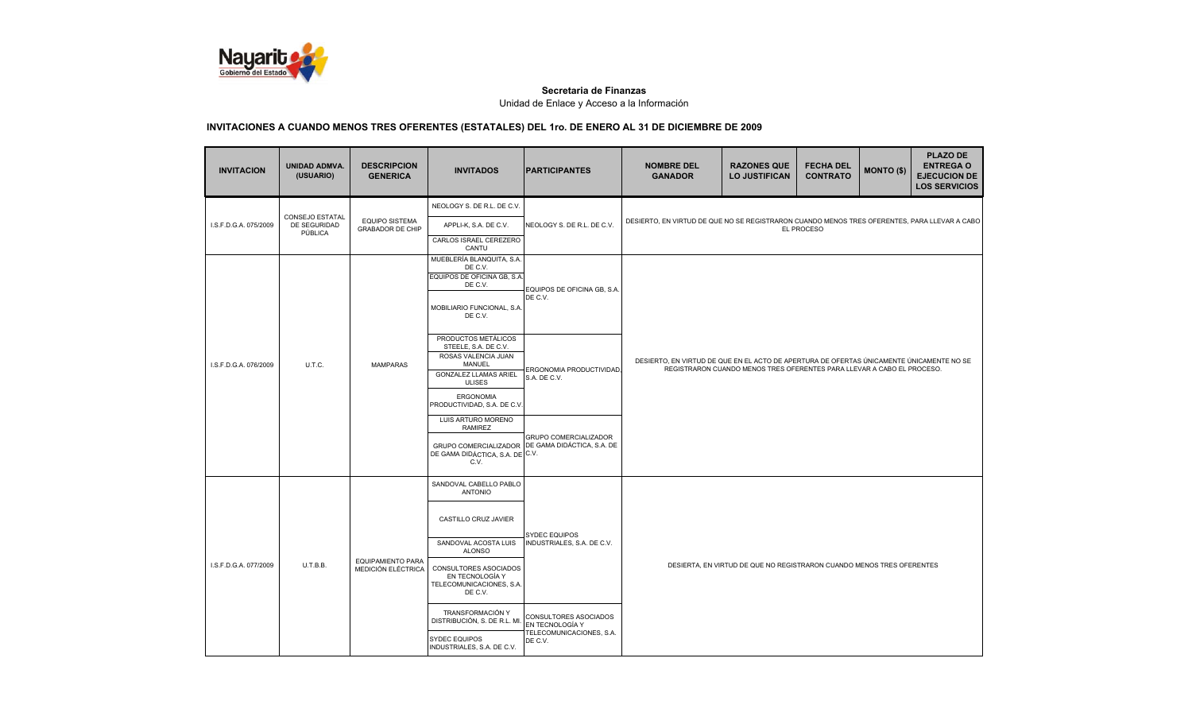**Secretaria de Finanzas**

Unidad de Enlace y Acceso a la Información

**INVITACIONES A CUANDO MENOS TRES OFERENTES (ESTATALES) DEL 1ro. DE ENERO AL 31 DE DICIEMBRE DE 2009**

| INVITACION | UNIDAD ADMVA. (USUARIO) | DESCRIPCION GENERICA | INVITADOS | PARTICIPANTES | NOMBRE DEL GANADOR | RAZONES QUE LO JUSTIFICAN | FECHA DEL CONTRATO | MONTO ($) | PLAZO DE ENTREGA O EJECUCION DE LOS SERVICIOS |
|---|---|---|---|---|---|---|---|---|---|
| I.S.F.D.G.A. 075/2009 | CONSEJO ESTATAL DE SEGURIDAD PÚBLICA | EQUIPO SISTEMA GRABADOR DE CHIP | NEOLOGY S. DE R.L. DE C.V. | NEOLOGY S. DE R.L. DE C.V. | DESIERTO, EN VIRTUD DE QUE NO SE REGISTRARON CUANDO MENOS TRES OFERENTES, PARA LLEVAR A CABO EL PROCESO | | | | |
| | | | APPLI-K, S.A. DE C.V. | | | | | | |
| | | | CARLOS ISRAEL CEREZERO CANTU | | | | | | |
| I.S.F.D.G.A. 076/2009 | U.T.C. | MAMPARAS | MUEBLERÍA BLANQUITA, S.A. DE C.V. | EQUIPOS DE OFICINA GB, S.A. DE C.V. | DESIERTO, EN VIRTUD DE QUE EN EL ACTO DE APERTURA DE OFERTAS ÚNICAMENTE ÚNICAMENTE NO SE REGISTRARON CUANDO MENOS TRES OFERENTES PARA LLEVAR A CABO EL PROCESO. | | | | |
| | | | EQUIPOS DE OFICINA GB, S.A. DE C.V. | | | | | | |
| | | | MOBILIARIO FUNCIONAL, S.A. DE C.V. | | | | | | |
| | | | PRODUCTOS METÁLICOS STEELE, S.A. DE C.V. | ERGONOMIA PRODUCTIVIDAD, S.A. DE C.V. | | | | | |
| | | | ROSAS VALENCIA JUAN MANUEL | | | | | | |
| | | | GONZALEZ LLAMAS ARIEL ULISES | | | | | | |
| | | | ERGONOMIA PRODUCTIVIDAD, S.A. DE C.V. | | | | | | |
| | | | LUIS ARTURO MORENO RAMIREZ | GRUPO COMERCIALIZADOR DE GAMA DIDÁCTICA, S.A. DE C.V. | | | | | |
| | | | GRUPO COMERCIALIZADOR DE GAMA DIDÁCTICA, S.A. DE C.V. | | | | | | |
| I.S.F.D.G.A. 077/2009 | U.T.B.B. | EQUIPAMIENTO PARA MEDICIÓN ELÉCTRICA | SANDOVAL CABELLO PABLO ANTONIO | SYDEC EQUIPOS INDUSTRIALES, S.A. DE C.V. | DESIERTA, EN VIRTUD DE QUE NO REGISTRARON CUANDO MENOS TRES OFERENTES | | | | |
| | | | CASTILLO CRUZ JAVIER | | | | | | |
| | | | SANDOVAL ACOSTA LUIS ALONSO | | | | | | |
| | | | CONSULTORES ASOCIADOS EN TECNOLOGÍA Y TELECOMUNICACIONES, S.A. DE C.V. | | | | | | |
| | | | TRANSFORMACIÓN Y DISTRIBUCIÓN, S. DE R.L. MI. | CONSULTORES ASOCIADOS EN TECNOLOGÍA Y TELECOMUNICACIONES, S.A. DE C.V. | | | | | |
| | | | SYDEC EQUIPOS INDUSTRIALES, S.A. DE C.V. | | | | | | |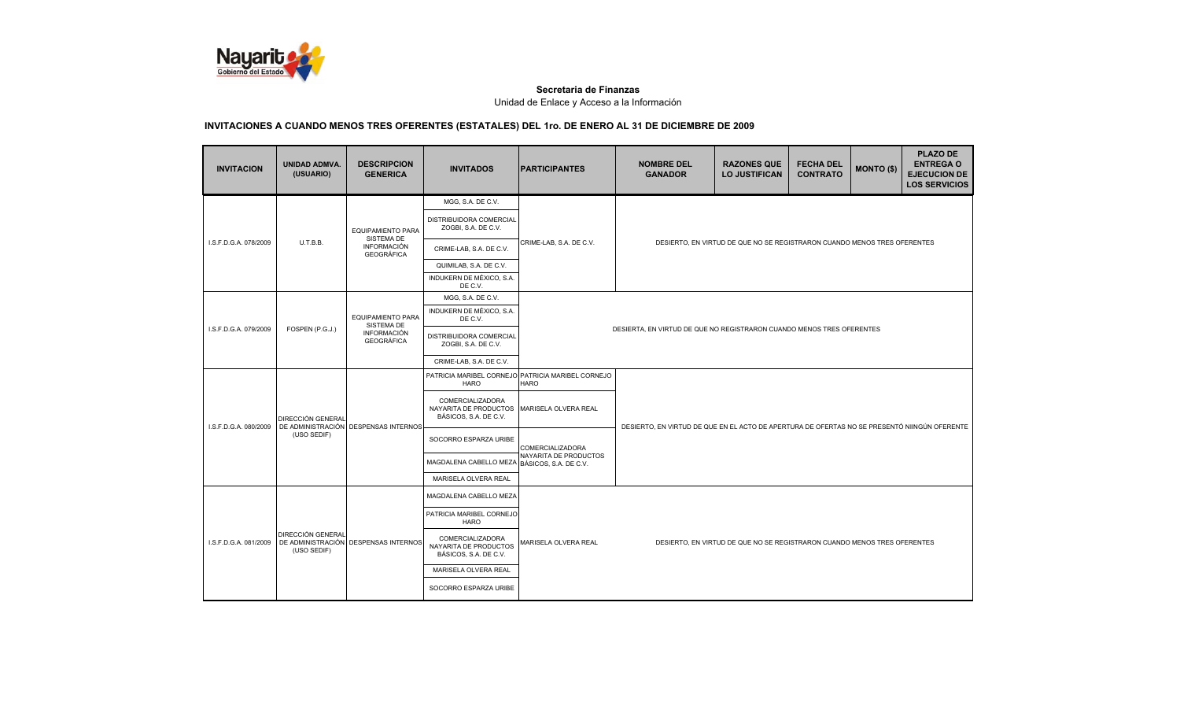**Secretaria de Finanzas**

Unidad de Enlace y Acceso a la Información

**INVITACIONES A CUANDO MENOS TRES OFERENTES (ESTATALES) DEL 1ro. DE ENERO AL 31 DE DICIEMBRE DE 2009**

| INVITACION | UNIDAD ADMVA. (USUARIO) | DESCRIPCION GENERICA | INVITADOS | PARTICIPANTES | NOMBRE DEL GANADOR | RAZONES QUE LO JUSTIFICAN | FECHA DEL CONTRATO | MONTO ($) | PLAZO DE ENTREGA O EJECUCION DE LOS SERVICIOS |
|---|---|---|---|---|---|---|---|---|---|
| I.S.F.D.G.A. 078/2009 | U.T.B.B. | EQUIPAMIENTO PARA SISTEMA DE INFORMACIÓN GEOGRÁFICA | MGG, S.A. DE C.V.<br>DISTRIBUIDORA COMERCIAL ZOGBI, S.A. DE C.V.<br>CRIME-LAB, S.A. DE C.V.<br>QUIMILAB, S.A. DE C.V.<br>INDUKERN DE MÉXICO, S.A. DE C.V. | CRIME-LAB, S.A. DE C.V. | DESIERTO, EN VIRTUD DE QUE NO SE REGISTRARON CUANDO MENOS TRES OFERENTES | | | | |
| I.S.F.D.G.A. 079/2009 | FOSPEN (P.G.J.) | EQUIPAMIENTO PARA SISTEMA DE INFORMACIÓN GEOGRÁFICA | MGG, S.A. DE C.V.<br>INDUKERN DE MÉXICO, S.A. DE C.V.<br>DISTRIBUIDORA COMERCIAL ZOGBI, S.A. DE C.V.<br>CRIME-LAB, S.A. DE C.V. | DESIERTA, EN VIRTUD DE QUE NO SE REGISTRARON CUANDO MENOS TRES OFERENTES | | | | | |
| I.S.F.D.G.A. 080/2009 | DIRECCIÓN GENERAL DE ADMINISTRACIÓN (USO SEDIF) | DESPENSAS INTERNOS | PATRICIA MARIBEL CORNEJO HARO<br>COMERCIALIZADORA NAYARITA DE PRODUCTOS BÁSICOS, S.A. DE C.V.<br>SOCORRO ESPARZA URIBE<br>MAGDALENA CABELLO MEZA<br>MARISELA OLVERA REAL | PATRICIA MARIBEL CORNEJO HARO<br>MARISELA OLVERA REAL<br>COMERCIALIZADORA NAYARITA DE PRODUCTOS BÁSICOS, S.A. DE C.V. | DESIERTO, EN VIRTUD DE QUE EN EL ACTO DE APERTURA DE OFERTAS NO SE PRESENTÓ NIINGÚN OFERENTE | | | | |
| I.S.F.D.G.A. 081/2009 | DIRECCIÓN GENERAL DE ADMINISTRACIÓN (USO SEDIF) | DESPENSAS INTERNOS | MAGDALENA CABELLO MEZA<br>PATRICIA MARIBEL CORNEJO HARO<br>COMERCIALIZADORA NAYARITA DE PRODUCTOS BÁSICOS, S.A. DE C.V.<br>MARISELA OLVERA REAL<br>SOCORRO ESPARZA URIBE | MARISELA OLVERA REAL | DESIERTO, EN VIRTUD DE QUE NO SE REGISTRARON CUANDO MENOS TRES OFERENTES | | | | |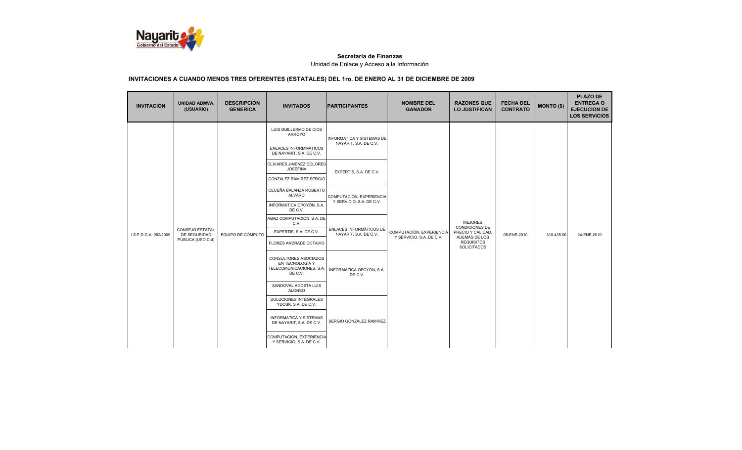**Secretaria de Finanzas**

Unidad de Enlace y Acceso a la Información

## INVITACIONES A CUANDO MENOS TRES OFERENTES (ESTATALES) DEL 1ro. DE ENERO AL 31 DE DICIEMBRE DE 2009

| INVITACION | UNIDAD ADMVA. (USUARIO) | DESCRIPCION GENERICA | INVITADOS | PARTICIPANTES | NOMBRE DEL GANADOR | RAZONES QUE LO JUSTIFICAN | FECHA DEL CONTRATO | MONTO ($) | PLAZO DE ENTREGA O EJECUCION DE LOS SERVICIOS |
|---|---|---|---|---|---|---|---|---|---|
| I.S.F.D.G.A. 082/2009 | CONSEJO ESTATAL DE SEGURIDAD PÚBLICA (USO C-4) | EQUIPO DE CÓMPUTO | LUIS GUILLERMO DE DIOS ARROYO | INFORMATICA Y SISTEMAS DE NAYARIT, S.A. DE C.V. | COMPUTACIÓN, EXPERIENCIA Y SERVICIO, S.A. DE C.V. | MEJORES CONDICIONES DE PRECIO Y CALIDAD, ADEMÁS DE LOS REQUISITOS SOLICITADOS | 05-ENE-2010 | 318,435.00 | 24-ENE-2010 |
| | | | ENLACES INFORMMÁTICOS DE NAYARIT, S.A. DE C.V. | | | | | | |
| | | | OLIVARES JIMÉNEZ DOLORES JOSEFINA | EXPERTIS, S.A. DE C.V. | | | | | |
| | | | GONZALEZ RAMIREZ SERGIO | | | | | | |
| | | | CECEÑA BALANZA ROBERTO ALVARO | COMPUTACIÓN, EXPERIENCIA Y SERVICIO, S.A. DE C.V. | | | | | |
| | | | INFORMATICA OPCYÓN, S.A. DE C.V. | | | | | | |
| | | | ABAD COMPUTACIÓN, S.A. DE C.V. | ENLACES INFORMÁTICOS DE NAYARIT, S.A. DE C.V. | | | | | |
| | | | EXPERTIS, S.A. DE C.V. | | | | | | |
| | | | FLORES ANDRADE OCTAVIO | | | | | | |
| | | | CONSULTORES ASOCIADOS EN TECNOLOGÍA Y TELECOMUNICACIONES, S.A. DE C.V. | INFORMÁTICA OPCYÓN, S.A. DE C.V. | | | | | |
| | | | SANDOVAL ACOSTA LUIS ALONSO | | | | | | |
| | | | SOLUCIONES INTEGRALES YDOSK, S.A. DE C.V. | SERGIO GONZALEZ RAMIREZ | | | | | |
| | | | INFORMATICA Y SISTEMAS DE NAYARIT, S.A. DE C.V. | | | | | | |
| | | | COMPUTACIÓN, EXPERIENCIA Y SERVICIO, S.A. DE C.V. | | | | | | |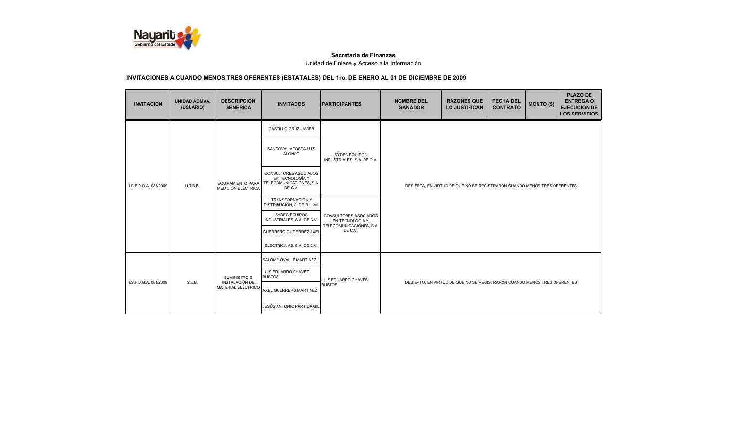**Secretaria de Finanzas**

Unidad de Enlace y Acceso a la Información

## INVITACIONES A CUANDO MENOS TRES OFERENTES (ESTATALES) DEL 1ro. DE ENERO AL 31 DE DICIEMBRE DE 2009

| INVITACION | UNIDAD ADMVA. (USUARIO) | DESCRIPCION GENERICA | INVITADOS | PARTICIPANTES | NOMBRE DEL GANADOR | RAZONES QUE LO JUSTIFICAN | FECHA DEL CONTRATO | MONTO ($) | PLAZO DE ENTREGA O EJECUCION DE LOS SERVICIOS |
|---|---|---|---|---|---|---|---|---|---|
| I.S.F.D.G.A. 083/2009 | U.T.B.B. | EQUIPAMIENTO PARA MEDICIÓN ELÉCTRICA | CASTILLO CRUZ JAVIER | SYDEC EQUIPOS INDUSTRIALES, S.A. DE C.V. | DESIERTA, EN VIRTUD DE QUE NO SE REGISTRARON CUANDO MENOS TRES OFERENTES | | | | |
| | | | SANDOVAL ACOSTA LUIS ALONSO | | | | | | |
| | | | CONSULTORES ASOCIADOS EN TECNOLOGÍA Y TELECOMUNICACIONES, S.A. DE C.V. | | | | | | |
| | | | TRANSFORMACIÓN Y DISTRIBUCIÓN, S. DE R.L. MI. | CONSULTORES ASOCIADOS EN TECNOLOGÍA Y TELECOMUNICACIONES, S.A. DE C.V. | | | | | |
| | | | SYDEC EQUIPOS INDUSTRIALES, S.A. DE C.V. | | | | | | |
| | | | GUERRERO GUTIERREZ AXEL | | | | | | |
| | | | ELECTRICA AB, S.A. DE C.V. | | | | | | |
| I.S.F.D.G.A. 084/2009 | S.E.B. | SUMINISTRO E INSTALACIÓN DE MATERIAL ELÉCTRICO | SALOMÉ OVALLE MARTÍNEZ | LUIS EDUARDO CHÁVES BUSTOS | DESIERTO, EN VIRTUD DE QUE NO SE REGISTRARON CUANDO MENOS TRES OFERENTES | | | | |
| | | | LUIS EDUARDO CHÁVEZ BUSTOS | | | | | | |
| | | | AXEL GUERRERO MARTÍNEZ | | | | | | |
| | | | JESÚS ANTONIO PARTIDA GIL | | | | | | |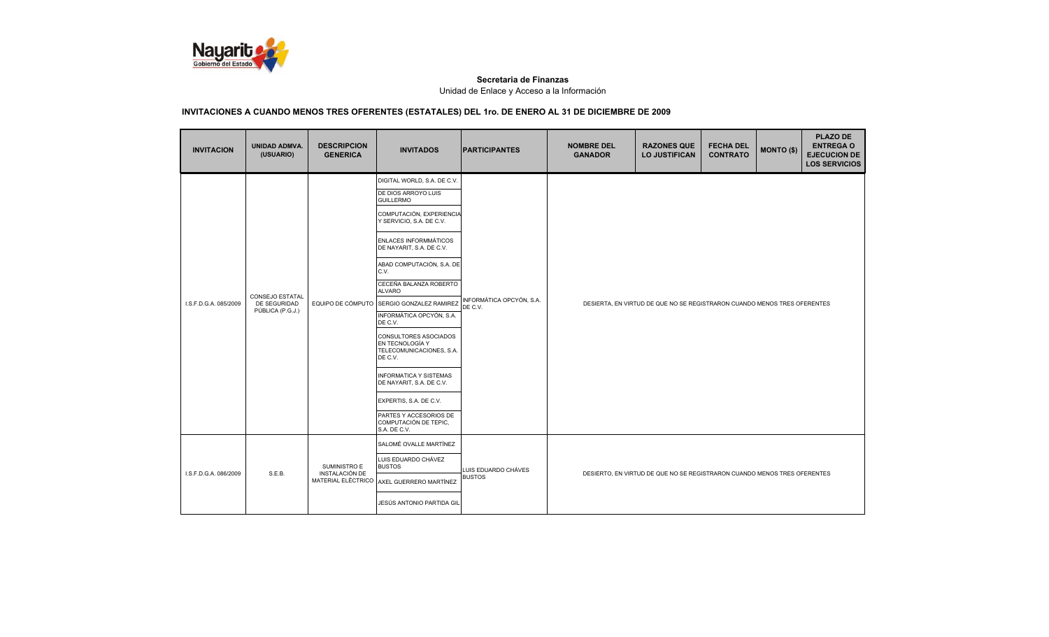**Secretaria de Finanzas**

Unidad de Enlace y Acceso a la Información

**INVITACIONES A CUANDO MENOS TRES OFERENTES (ESTATALES) DEL 1ro. DE ENERO AL 31 DE DICIEMBRE DE 2009**

| INVITACION | UNIDAD ADMVA. (USUARIO) | DESCRIPCION GENERICA | INVITADOS | PARTICIPANTES | NOMBRE DEL GANADOR | RAZONES QUE LO JUSTIFICAN | FECHA DEL CONTRATO | MONTO ($) | PLAZO DE ENTREGA O EJECUCION DE LOS SERVICIOS |
|---|---|---|---|---|---|---|---|---|---|
| I.S.F.D.G.A. 085/2009 | CONSEJO ESTATAL DE SEGURIDAD PÚBLICA (P.G.J.) | EQUIPO DE CÓMPUTO | DIGITAL WORLD, S.A. DE C.V.<br>DE DIOS ARROYO LUIS GUILLERMO<br>COMPUTACIÓN, EXPERIENCIA Y SERVICIO, S.A. DE C.V.<br>ENLACES INFORMMÁTICOS DE NAYARIT, S.A. DE C.V.<br>ABAD COMPUTACIÓN, S.A. DE C.V.<br>CECEÑA BALANZA ROBERTO ALVARO<br>SERGIO GONZALEZ RAMIREZ<br>INFORMÁTICA OPCYÓN, S.A. DE C.V.<br>CONSULTORES ASOCIADOS EN TECNOLOGÍA Y TELECOMUNICACIONES, S.A. DE C.V.<br>INFORMATICA Y SISTEMAS DE NAYARIT, S.A. DE C.V.<br>EXPERTIS, S.A. DE C.V.<br>PARTES Y ACCESORIOS DE COMPUTACIÓN DE TEPIC, S.A. DE C.V. | INFORMÁTICA OPCYÓN, S.A. DE C.V. | DESIERTA, EN VIRTUD DE QUE NO SE REGISTRARON CUANDO MENOS TRES OFERENTES | | | | |
| I.S.F.D.G.A. 086/2009 | S.E.B. | SUMINISTRO E INSTALACIÓN DE MATERIAL ELÉCTRICO | SALOMÉ OVALLE MARTÍNEZ<br>LUIS EDUARDO CHÁVEZ BUSTOS<br>AXEL GUERRERO MARTÍNEZ<br>JESÚS ANTONIO PARTIDA GIL | LUIS EDUARDO CHÁVES BUSTOS | DESIERTO, EN VIRTUD DE QUE NO SE REGISTRARON CUANDO MENOS TRES OFERENTES | | | | |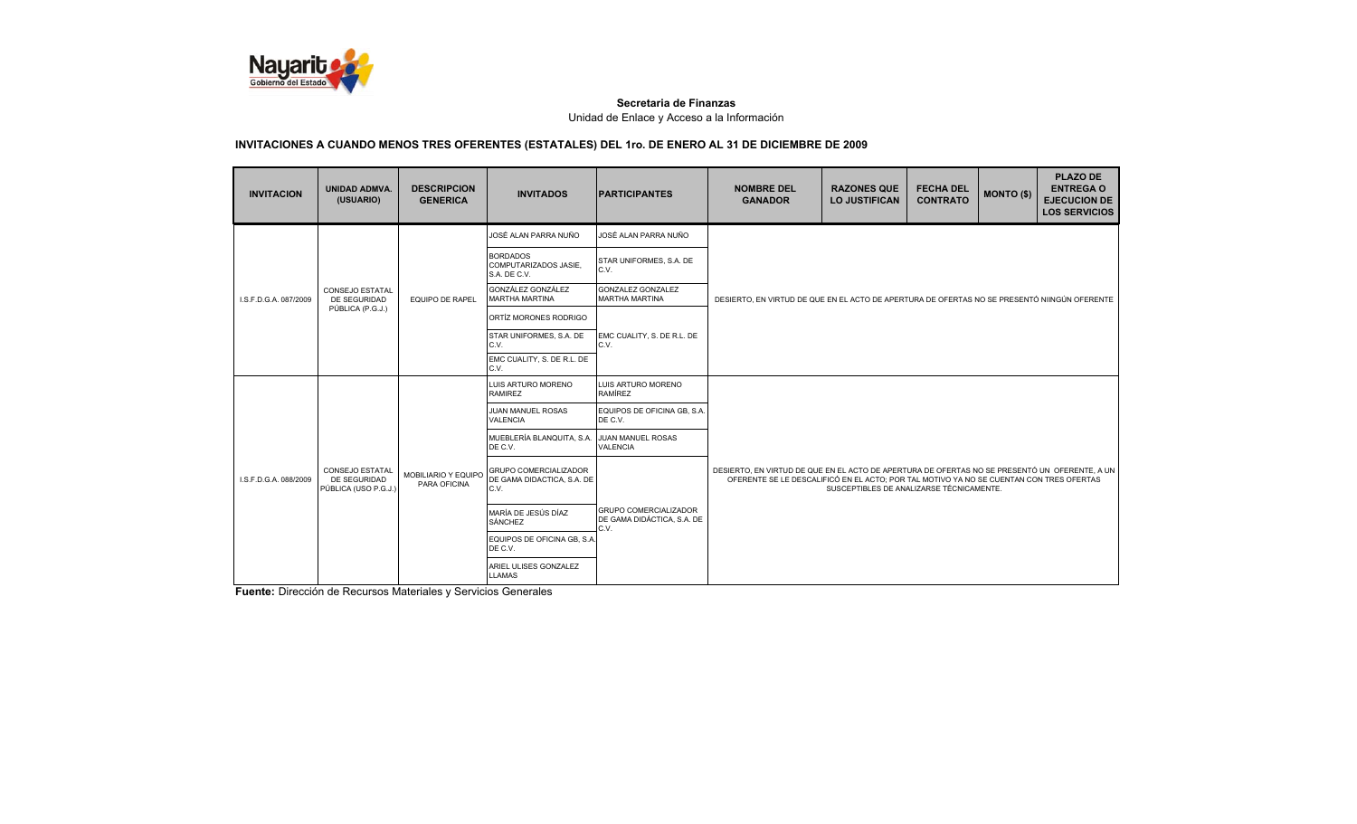**Secretaria de Finanzas**

Unidad de Enlace y Acceso a la Información

**INVITACIONES A CUANDO MENOS TRES OFERENTES (ESTATALES) DEL 1ro. DE ENERO AL 31 DE DICIEMBRE DE 2009**

| INVITACION | UNIDAD ADMVA. (USUARIO) | DESCRIPCION GENERICA | INVITADOS | PARTICIPANTES | NOMBRE DEL GANADOR | RAZONES QUE LO JUSTIFICAN | FECHA DEL CONTRATO | MONTO ($) | PLAZO DE ENTREGA O EJECUCION DE LOS SERVICIOS |
|---|---|---|---|---|---|---|---|---|---|
| I.S.F.D.G.A. 087/2009 | CONSEJO ESTATAL DE SEGURIDAD PÚBLICA (P.G.J.) | EQUIPO DE RAPEL | JOSÉ ALAN PARRA NUÑO | JOSÉ ALAN PARRA NUÑO | DESIERTO, EN VIRTUD DE QUE EN EL ACTO DE APERTURA DE OFERTAS NO SE PRESENTÓ NIINGÚN OFERENTE | | | | |
| | | | BORDADOS COMPUTARIZADOS JASIE, S.A. DE C.V. | STAR UNIFORMES, S.A. DE C.V. | | | | | |
| | | | GONZÁLEZ GONZÁLEZ MARTHA MARTINA | GONZALEZ GONZALEZ MARTHA MARTINA | | | | | |
| | | | ORTÍZ MORONES RODRIGO | EMC CUALITY, S. DE R.L. DE C.V. | | | | | |
| | | | STAR UNIFORMES, S.A. DE C.V. | | | | | | |
| | | | EMC CUALITY, S. DE R.L. DE C.V. | | | | | | |
| I.S.F.D.G.A. 088/2009 | CONSEJO ESTATAL DE SEGURIDAD PÚBLICA (USO P.G.J.) | MOBILIARIO Y EQUIPO PARA OFICINA | LUIS ARTURO MORENO RAMIREZ | LUIS ARTURO MORENO RAMÍREZ | DESIERTO, EN VIRTUD DE QUE EN EL ACTO DE APERTURA DE OFERTAS NO SE PRESENTÓ UN OFERENTE, A UN OFERENTE SE LE DESCALIFICÓ EN EL ACTO; POR TAL MOTIVO YA NO SE CUENTAN CON TRES OFERTAS SUSCEPTIBLES DE ANALIZARSE TÉCNICAMENTE. | | | | |
| | | | JUAN MANUEL ROSAS VALENCIA | EQUIPOS DE OFICINA GB, S.A. DE C.V. | | | | | |
| | | | MUEBLERÍA BLANQUITA, S.A. DE C.V. | JUAN MANUEL ROSAS VALENCIA | | | | | |
| | | | GRUPO COMERCIALIZADOR DE GAMA DIDACTICA, S.A. DE C.V. | GRUPO COMERCIALIZADOR DE GAMA DIDÁCTICA, S.A. DE C.V. | | | | | |
| | | | MARÍA DE JESÚS DÍAZ SÁNCHEZ | | | | | | |
| | | | EQUIPOS DE OFICINA GB, S.A. DE C.V. | | | | | | |
| | | | ARIEL ULISES GONZALEZ LLAMAS | | | | | | |

**Fuente:** Dirección de Recursos Materiales y Servicios Generales